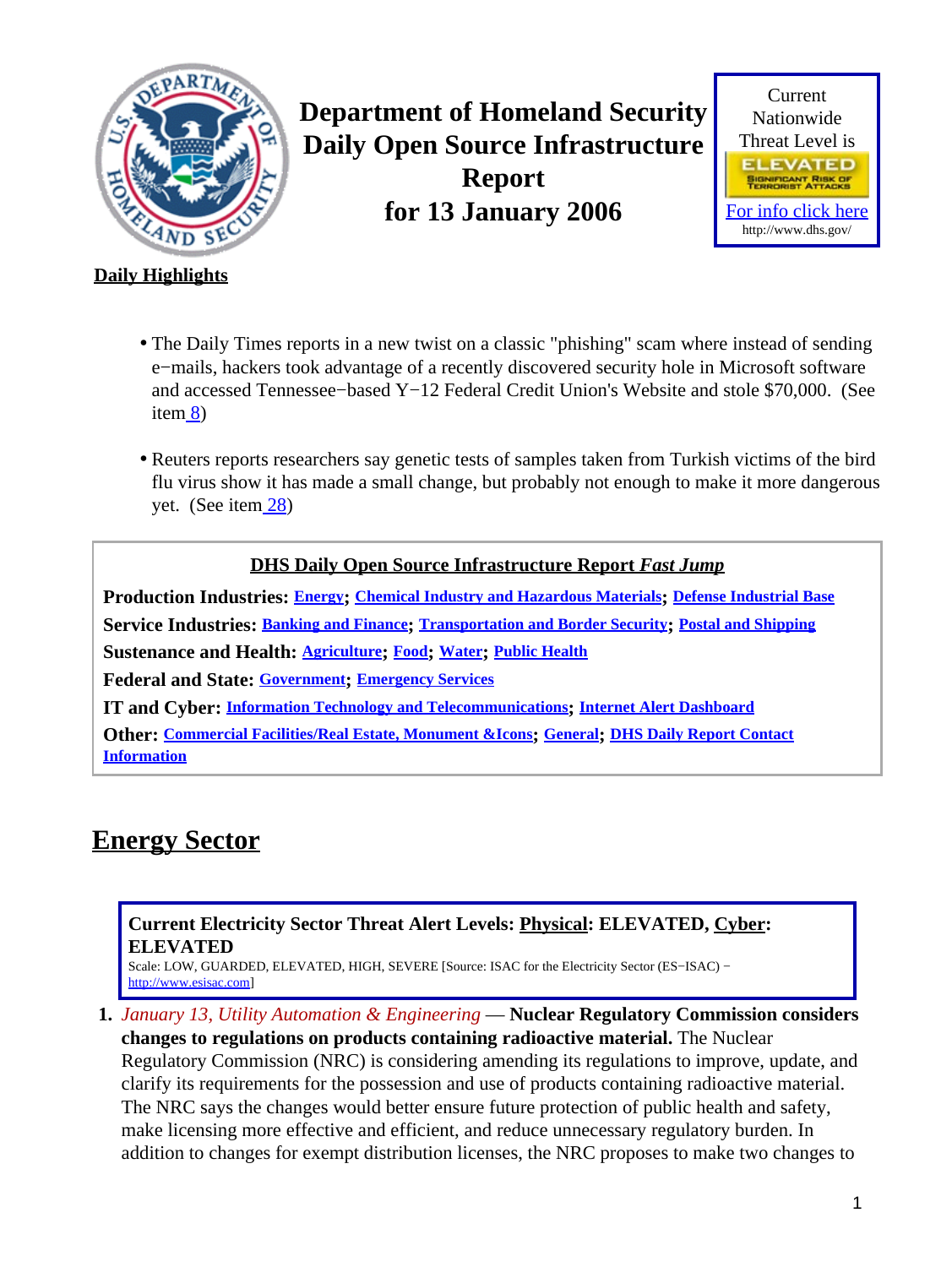# Department of Homeland Security Daily Open Source Infrastructure Report for 13 January 2006

Current Nationwide Threat Level is

ELEVATED

SIGNIFICANT RISK OF TERRORIST ATTACKS

For info click here

http://www.dhs.gov/

**Daily Highlights**

- The Daily Times reports in a new twist on a classic "phishing" scam where instead of sending e−mails, hackers took advantage of a recently discovered security hole in Microsoft software and accessed Tennessee−based Y−12 Federal Credit Union's Website and stole $70,000. (See item 8)
- Reuters reports researchers say genetic tests of samples taken from Turkish victims of the bird flu virus show it has made a small change, but probably not enough to make it more dangerous yet. (See item 28)

**DHS Daily Open Source Infrastructure Report *Fast Jump***

**Production Industries:** Energy; Chemical Industry and Hazardous Materials; Defense Industrial Base

**Service Industries:** Banking and Finance; Transportation and Border Security; Postal and Shipping

**Sustenance and Health:** Agriculture; Food; Water; Public Health

**Federal and State:** Government; Emergency Services

**IT and Cyber:** Information Technology and Telecommunications; Internet Alert Dashboard

**Other:** Commercial Facilities/Real Estate, Monument &Icons; General; DHS Daily Report Contact Information

## Energy Sector

**Current Electricity Sector Threat Alert Levels: Physical: ELEVATED, Cyber: ELEVATED**

Scale: LOW, GUARDED, ELEVATED, HIGH, SEVERE [Source: ISAC for the Electricity Sector (ES−ISAC) − http://www.esisac.com]

1. *January 13, Utility Automation & Engineering* — **Nuclear Regulatory Commission considers changes to regulations on products containing radioactive material.** The Nuclear Regulatory Commission (NRC) is considering amending its regulations to improve, update, and clarify its requirements for the possession and use of products containing radioactive material. The NRC says the changes would better ensure future protection of public health and safety, make licensing more effective and efficient, and reduce unnecessary regulatory burden. In addition to changes for exempt distribution licenses, the NRC proposes to make two changes to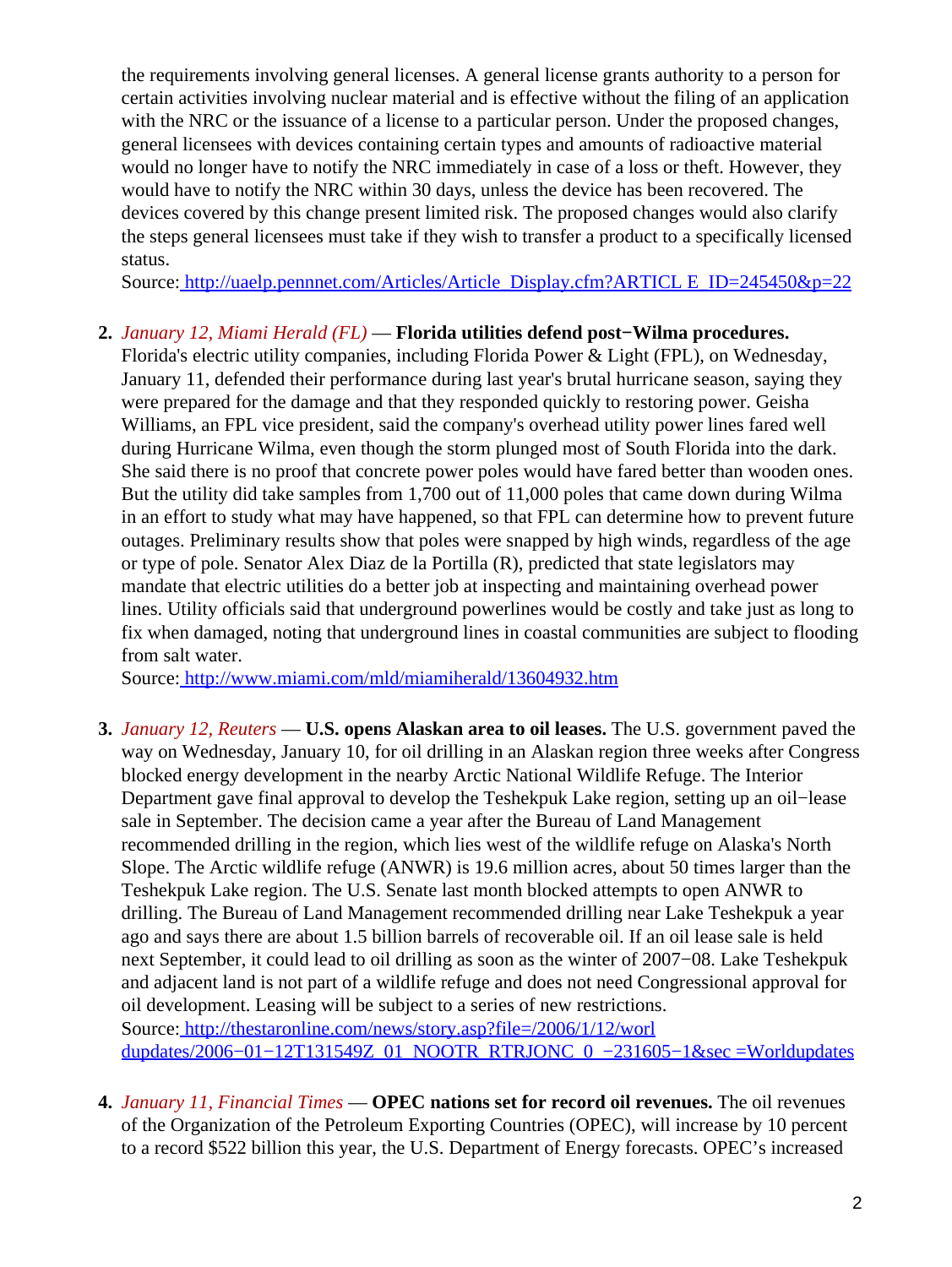the requirements involving general licenses. A general license grants authority to a person for certain activities involving nuclear material and is effective without the filing of an application with the NRC or the issuance of a license to a particular person. Under the proposed changes, general licensees with devices containing certain types and amounts of radioactive material would no longer have to notify the NRC immediately in case of a loss or theft. However, they would have to notify the NRC within 30 days, unless the device has been recovered. The devices covered by this change present limited risk. The proposed changes would also clarify the steps general licensees must take if they wish to transfer a product to a specifically licensed status.
Source: http://uaelp.pennnet.com/Articles/Article_Display.cfm?ARTICL E_ID=245450&p=22

2. *January 12, Miami Herald (FL)* — **Florida utilities defend post−Wilma procedures.** Florida's electric utility companies, including Florida Power & Light (FPL), on Wednesday, January 11, defended their performance during last year's brutal hurricane season, saying they were prepared for the damage and that they responded quickly to restoring power. Geisha Williams, an FPL vice president, said the company's overhead utility power lines fared well during Hurricane Wilma, even though the storm plunged most of South Florida into the dark. She said there is no proof that concrete power poles would have fared better than wooden ones. But the utility did take samples from 1,700 out of 11,000 poles that came down during Wilma in an effort to study what may have happened, so that FPL can determine how to prevent future outages. Preliminary results show that poles were snapped by high winds, regardless of the age or type of pole. Senator Alex Diaz de la Portilla (R), predicted that state legislators may mandate that electric utilities do a better job at inspecting and maintaining overhead power lines. Utility officials said that underground powerlines would be costly and take just as long to fix when damaged, noting that underground lines in coastal communities are subject to flooding from salt water.
Source: http://www.miami.com/mld/miamiherald/13604932.htm

3. *January 12, Reuters* — **U.S. opens Alaskan area to oil leases.** The U.S. government paved the way on Wednesday, January 10, for oil drilling in an Alaskan region three weeks after Congress blocked energy development in the nearby Arctic National Wildlife Refuge. The Interior Department gave final approval to develop the Teshekpuk Lake region, setting up an oil−lease sale in September. The decision came a year after the Bureau of Land Management recommended drilling in the region, which lies west of the wildlife refuge on Alaska's North Slope. The Arctic wildlife refuge (ANWR) is 19.6 million acres, about 50 times larger than the Teshekpuk Lake region. The U.S. Senate last month blocked attempts to open ANWR to drilling. The Bureau of Land Management recommended drilling near Lake Teshekpuk a year ago and says there are about 1.5 billion barrels of recoverable oil. If an oil lease sale is held next September, it could lead to oil drilling as soon as the winter of 2007−08. Lake Teshekpuk and adjacent land is not part of a wildlife refuge and does not need Congressional approval for oil development. Leasing will be subject to a series of new restrictions.
Source: http://thestaronline.com/news/story.asp?file=/2006/1/12/worl dupdates/2006−01−12T131549Z_01_NOOTR_RTRJONC_0_−231605−1&sec =Worldupdates

4. *January 11, Financial Times* — **OPEC nations set for record oil revenues.** The oil revenues of the Organization of the Petroleum Exporting Countries (OPEC), will increase by 10 percent to a record $522 billion this year, the U.S. Department of Energy forecasts. OPEC's increased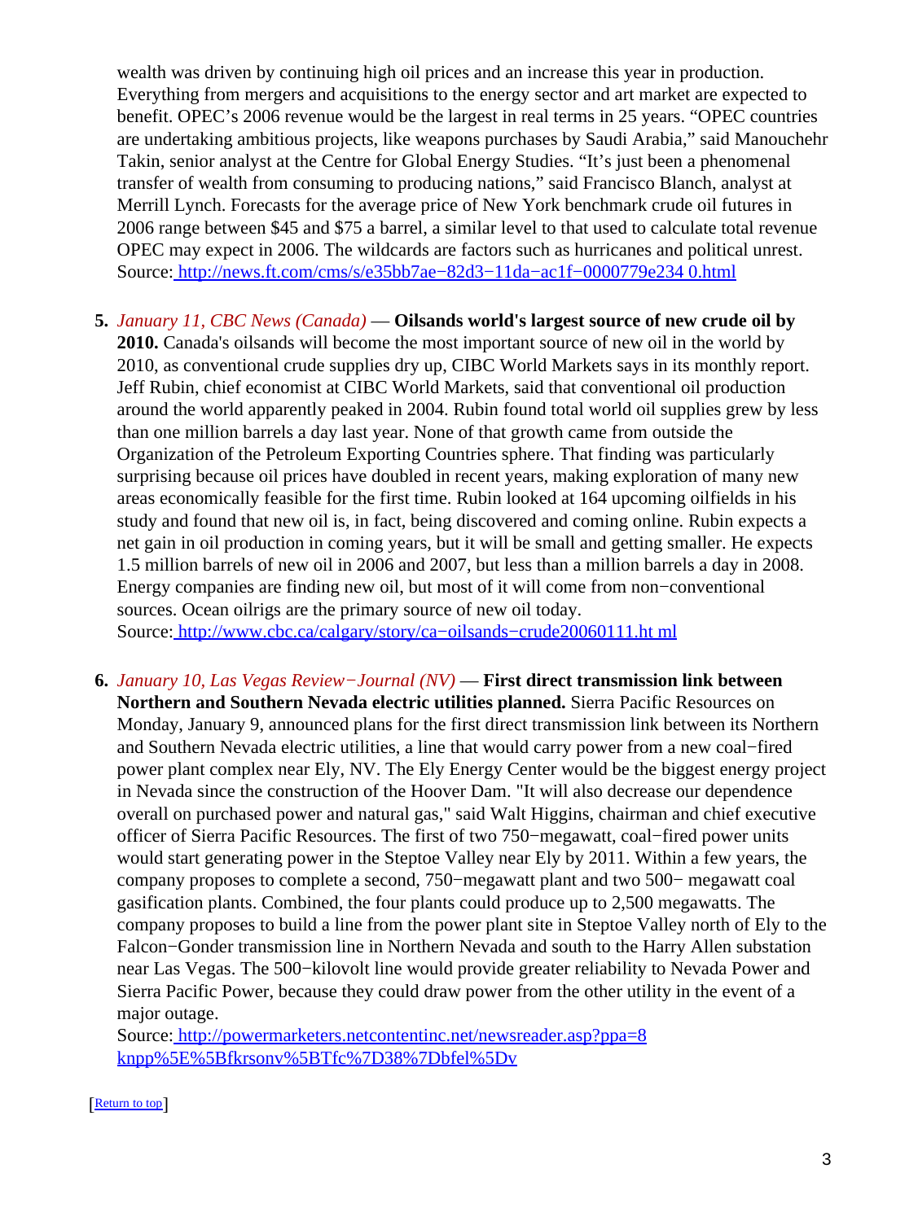wealth was driven by continuing high oil prices and an increase this year in production. Everything from mergers and acquisitions to the energy sector and art market are expected to benefit. OPEC's 2006 revenue would be the largest in real terms in 25 years. "OPEC countries are undertaking ambitious projects, like weapons purchases by Saudi Arabia," said Manouchehr Takin, senior analyst at the Centre for Global Energy Studies. "It's just been a phenomenal transfer of wealth from consuming to producing nations," said Francisco Blanch, analyst at Merrill Lynch. Forecasts for the average price of New York benchmark crude oil futures in 2006 range between $45 and $75 a barrel, a similar level to that used to calculate total revenue OPEC may expect in 2006. The wildcards are factors such as hurricanes and political unrest. Source: http://news.ft.com/cms/s/e35bb7ae−82d3−11da−ac1f−0000779e234 0.html

5. *January 11, CBC News (Canada)* — **Oilsands world's largest source of new crude oil by 2010.** Canada's oilsands will become the most important source of new oil in the world by 2010, as conventional crude supplies dry up, CIBC World Markets says in its monthly report. Jeff Rubin, chief economist at CIBC World Markets, said that conventional oil production around the world apparently peaked in 2004. Rubin found total world oil supplies grew by less than one million barrels a day last year. None of that growth came from outside the Organization of the Petroleum Exporting Countries sphere. That finding was particularly surprising because oil prices have doubled in recent years, making exploration of many new areas economically feasible for the first time. Rubin looked at 164 upcoming oilfields in his study and found that new oil is, in fact, being discovered and coming online. Rubin expects a net gain in oil production in coming years, but it will be small and getting smaller. He expects 1.5 million barrels of new oil in 2006 and 2007, but less than a million barrels a day in 2008. Energy companies are finding new oil, but most of it will come from non−conventional sources. Ocean oilrigs are the primary source of new oil today.
   Source: http://www.cbc.ca/calgary/story/ca−oilsands−crude20060111.ht ml

6. *January 10, Las Vegas Review−Journal (NV)* — **First direct transmission link between Northern and Southern Nevada electric utilities planned.** Sierra Pacific Resources on Monday, January 9, announced plans for the first direct transmission link between its Northern and Southern Nevada electric utilities, a line that would carry power from a new coal−fired power plant complex near Ely, NV. The Ely Energy Center would be the biggest energy project in Nevada since the construction of the Hoover Dam. "It will also decrease our dependence overall on purchased power and natural gas," said Walt Higgins, chairman and chief executive officer of Sierra Pacific Resources. The first of two 750−megawatt, coal−fired power units would start generating power in the Steptoe Valley near Ely by 2011. Within a few years, the company proposes to complete a second, 750−megawatt plant and two 500− megawatt coal gasification plants. Combined, the four plants could produce up to 2,500 megawatts. The company proposes to build a line from the power plant site in Steptoe Valley north of Ely to the Falcon−Gonder transmission line in Northern Nevada and south to the Harry Allen substation near Las Vegas. The 500−kilovolt line would provide greater reliability to Nevada Power and Sierra Pacific Power, because they could draw power from the other utility in the event of a major outage.
   Source: http://powermarketers.netcontentinc.net/newsreader.asp?ppa=8 knpp%5E%5Bfkrsonv%5BTfc%7D38%7Dbfel%5Dv

[Return to top]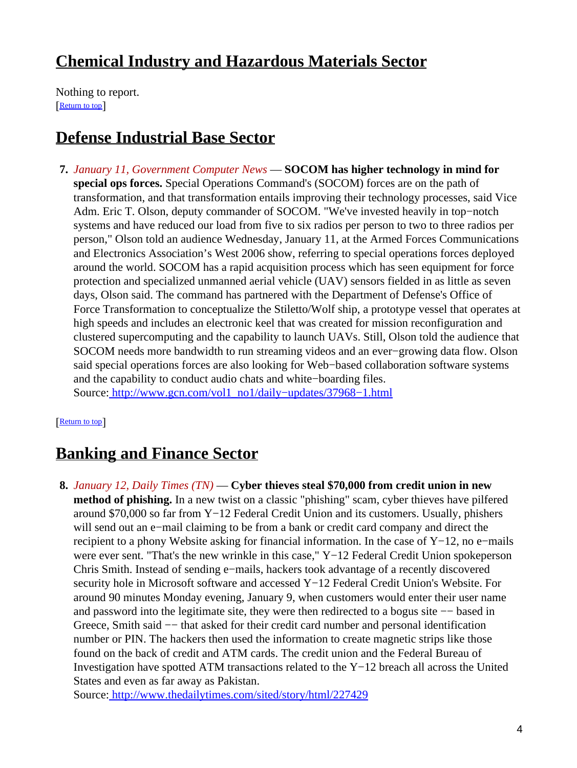## Chemical Industry and Hazardous Materials Sector

Nothing to report.
[Return to top]

## Defense Industrial Base Sector

7. *January 11, Government Computer News* — **SOCOM has higher technology in mind for special ops forces.** Special Operations Command's (SOCOM) forces are on the path of transformation, and that transformation entails improving their technology processes, said Vice Adm. Eric T. Olson, deputy commander of SOCOM. "We've invested heavily in top−notch systems and have reduced our load from five to six radios per person to two to three radios per person," Olson told an audience Wednesday, January 11, at the Armed Forces Communications and Electronics Association's West 2006 show, referring to special operations forces deployed around the world. SOCOM has a rapid acquisition process which has seen equipment for force protection and specialized unmanned aerial vehicle (UAV) sensors fielded in as little as seven days, Olson said. The command has partnered with the Department of Defense's Office of Force Transformation to conceptualize the Stiletto/Wolf ship, a prototype vessel that operates at high speeds and includes an electronic keel that was created for mission reconfiguration and clustered supercomputing and the capability to launch UAVs. Still, Olson told the audience that SOCOM needs more bandwidth to run streaming videos and an ever−growing data flow. Olson said special operations forces are also looking for Web−based collaboration software systems and the capability to conduct audio chats and white−boarding files.
Source: http://www.gcn.com/vol1_no1/daily−updates/37968−1.html

[Return to top]

## Banking and Finance Sector

8. *January 12, Daily Times (TN)* — **Cyber thieves steal $70,000 from credit union in new method of phishing.** In a new twist on a classic "phishing" scam, cyber thieves have pilfered around $70,000 so far from Y−12 Federal Credit Union and its customers. Usually, phishers will send out an e−mail claiming to be from a bank or credit card company and direct the recipient to a phony Website asking for financial information. In the case of Y−12, no e−mails were ever sent. "That's the new wrinkle in this case," Y−12 Federal Credit Union spokeperson Chris Smith. Instead of sending e−mails, hackers took advantage of a recently discovered security hole in Microsoft software and accessed Y−12 Federal Credit Union's Website. For around 90 minutes Monday evening, January 9, when customers would enter their user name and password into the legitimate site, they were then redirected to a bogus site −− based in Greece, Smith said −− that asked for their credit card number and personal identification number or PIN. The hackers then used the information to create magnetic strips like those found on the back of credit and ATM cards. The credit union and the Federal Bureau of Investigation have spotted ATM transactions related to the Y−12 breach all across the United States and even as far away as Pakistan.
Source: http://www.thedailytimes.com/sited/story/html/227429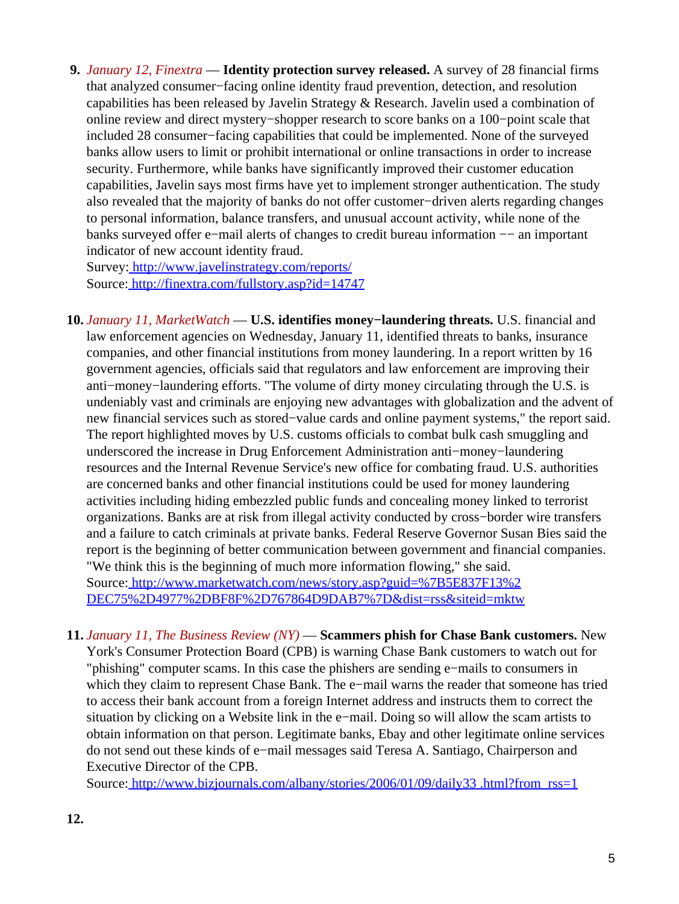9. *January 12, Finextra* — **Identity protection survey released.** A survey of 28 financial firms that analyzed consumer−facing online identity fraud prevention, detection, and resolution capabilities has been released by Javelin Strategy & Research. Javelin used a combination of online review and direct mystery−shopper research to score banks on a 100−point scale that included 28 consumer−facing capabilities that could be implemented. None of the surveyed banks allow users to limit or prohibit international or online transactions in order to increase security. Furthermore, while banks have significantly improved their customer education capabilities, Javelin says most firms have yet to implement stronger authentication. The study also revealed that the majority of banks do not offer customer−driven alerts regarding changes to personal information, balance transfers, and unusual account activity, while none of the banks surveyed offer e−mail alerts of changes to credit bureau information −− an important indicator of new account identity fraud.
   Survey: http://www.javelinstrategy.com/reports/
   Source: http://finextra.com/fullstory.asp?id=14747

10. *January 11, MarketWatch* — **U.S. identifies money−laundering threats.** U.S. financial and law enforcement agencies on Wednesday, January 11, identified threats to banks, insurance companies, and other financial institutions from money laundering. In a report written by 16 government agencies, officials said that regulators and law enforcement are improving their anti−money−laundering efforts. "The volume of dirty money circulating through the U.S. is undeniably vast and criminals are enjoying new advantages with globalization and the advent of new financial services such as stored−value cards and online payment systems," the report said. The report highlighted moves by U.S. customs officials to combat bulk cash smuggling and underscored the increase in Drug Enforcement Administration anti−money−laundering resources and the Internal Revenue Service's new office for combating fraud. U.S. authorities are concerned banks and other financial institutions could be used for money laundering activities including hiding embezzled public funds and concealing money linked to terrorist organizations. Banks are at risk from illegal activity conducted by cross−border wire transfers and a failure to catch criminals at private banks. Federal Reserve Governor Susan Bies said the report is the beginning of better communication between government and financial companies. "We think this is the beginning of much more information flowing," she said.
    Source: http://www.marketwatch.com/news/story.asp?guid=%7B5E837F13%2DEC75%2D4977%2DBF8F%2D767864D9DAB7%7D&dist=rss&siteid=mktw

11. *January 11, The Business Review (NY)* — **Scammers phish for Chase Bank customers.** New York's Consumer Protection Board (CPB) is warning Chase Bank customers to watch out for "phishing" computer scams. In this case the phishers are sending e−mails to consumers in which they claim to represent Chase Bank. The e−mail warns the reader that someone has tried to access their bank account from a foreign Internet address and instructs them to correct the situation by clicking on a Website link in the e−mail. Doing so will allow the scam artists to obtain information on that person. Legitimate banks, Ebay and other legitimate online services do not send out these kinds of e−mail messages said Teresa A. Santiago, Chairperson and Executive Director of the CPB.
    Source: http://www.bizjournals.com/albany/stories/2006/01/09/daily33.html?from_rss=1

12.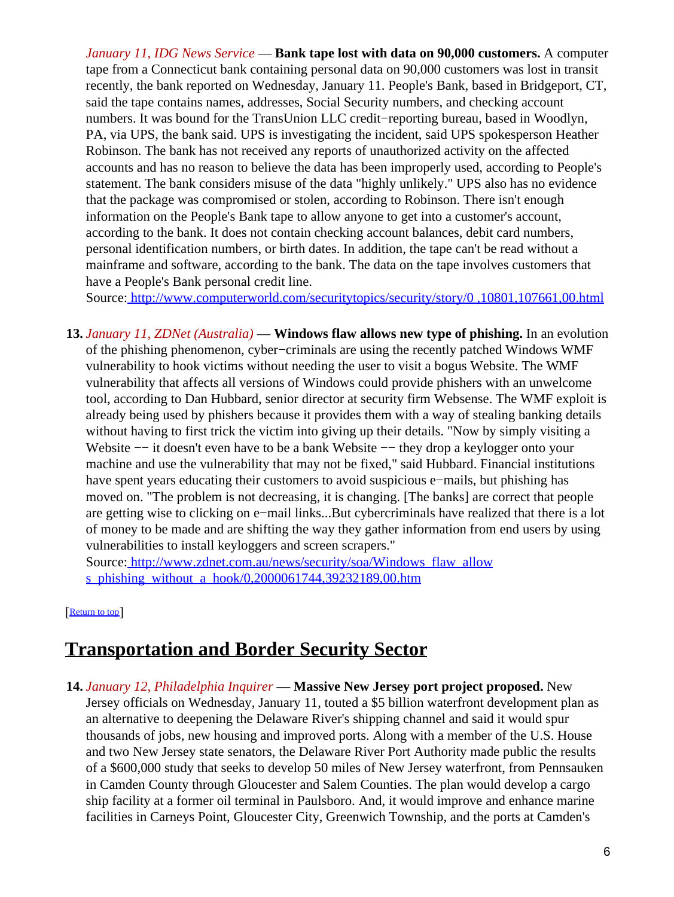*January 11, IDG News Service* — **Bank tape lost with data on 90,000 customers.** A computer tape from a Connecticut bank containing personal data on 90,000 customers was lost in transit recently, the bank reported on Wednesday, January 11. People's Bank, based in Bridgeport, CT, said the tape contains names, addresses, Social Security numbers, and checking account numbers. It was bound for the TransUnion LLC credit−reporting bureau, based in Woodlyn, PA, via UPS, the bank said. UPS is investigating the incident, said UPS spokesperson Heather Robinson. The bank has not received any reports of unauthorized activity on the affected accounts and has no reason to believe the data has been improperly used, according to People's statement. The bank considers misuse of the data "highly unlikely." UPS also has no evidence that the package was compromised or stolen, according to Robinson. There isn't enough information on the People's Bank tape to allow anyone to get into a customer's account, according to the bank. It does not contain checking account balances, debit card numbers, personal identification numbers, or birth dates. In addition, the tape can't be read without a mainframe and software, according to the bank. The data on the tape involves customers that have a People's Bank personal credit line.
Source: http://www.computerworld.com/securitytopics/security/story/0,10801,107661,00.html

13. *January 11, ZDNet (Australia)* — **Windows flaw allows new type of phishing.** In an evolution of the phishing phenomenon, cyber−criminals are using the recently patched Windows WMF vulnerability to hook victims without needing the user to visit a bogus Website. The WMF vulnerability that affects all versions of Windows could provide phishers with an unwelcome tool, according to Dan Hubbard, senior director at security firm Websense. The WMF exploit is already being used by phishers because it provides them with a way of stealing banking details without having to first trick the victim into giving up their details. "Now by simply visiting a Website −− it doesn't even have to be a bank Website −− they drop a keylogger onto your machine and use the vulnerability that may not be fixed," said Hubbard. Financial institutions have spent years educating their customers to avoid suspicious e−mails, but phishing has moved on. "The problem is not decreasing, it is changing. [The banks] are correct that people are getting wise to clicking on e−mail links...But cybercriminals have realized that there is a lot of money to be made and are shifting the way they gather information from end users by using vulnerabilities to install keyloggers and screen scrapers."
Source: http://www.zdnet.com.au/news/security/soa/Windows_flaw_allows_phishing_without_a_hook/0,2000061744,39232189,00.htm

[Return to top]

## Transportation and Border Security Sector

14. *January 12, Philadelphia Inquirer* — **Massive New Jersey port project proposed.** New Jersey officials on Wednesday, January 11, touted a $5 billion waterfront development plan as an alternative to deepening the Delaware River's shipping channel and said it would spur thousands of jobs, new housing and improved ports. Along with a member of the U.S. House and two New Jersey state senators, the Delaware River Port Authority made public the results of a $600,000 study that seeks to develop 50 miles of New Jersey waterfront, from Pennsauken in Camden County through Gloucester and Salem Counties. The plan would develop a cargo ship facility at a former oil terminal in Paulsboro. And, it would improve and enhance marine facilities in Carneys Point, Gloucester City, Greenwich Township, and the ports at Camden's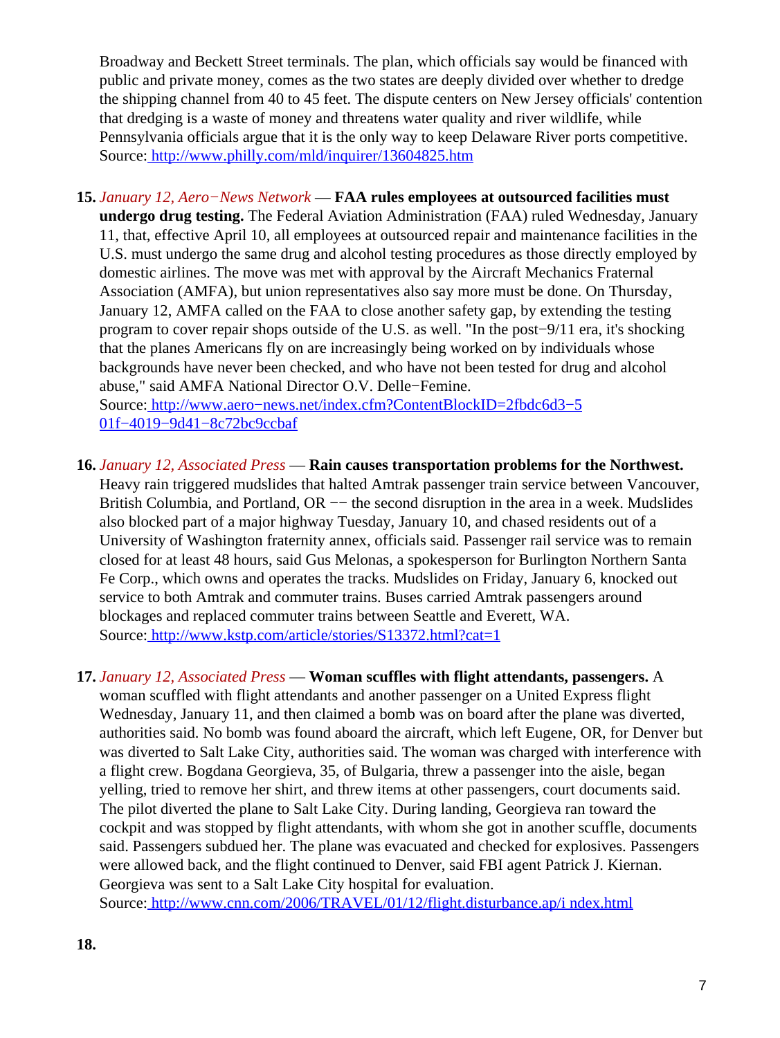Broadway and Beckett Street terminals. The plan, which officials say would be financed with public and private money, comes as the two states are deeply divided over whether to dredge the shipping channel from 40 to 45 feet. The dispute centers on New Jersey officials' contention that dredging is a waste of money and threatens water quality and river wildlife, while Pennsylvania officials argue that it is the only way to keep Delaware River ports competitive.
Source: http://www.philly.com/mld/inquirer/13604825.htm

15. *January 12, Aero−News Network* — **FAA rules employees at outsourced facilities must undergo drug testing.** The Federal Aviation Administration (FAA) ruled Wednesday, January 11, that, effective April 10, all employees at outsourced repair and maintenance facilities in the U.S. must undergo the same drug and alcohol testing procedures as those directly employed by domestic airlines. The move was met with approval by the Aircraft Mechanics Fraternal Association (AMFA), but union representatives also say more must be done. On Thursday, January 12, AMFA called on the FAA to close another safety gap, by extending the testing program to cover repair shops outside of the U.S. as well. "In the post−9/11 era, it's shocking that the planes Americans fly on are increasingly being worked on by individuals whose backgrounds have never been checked, and who have not been tested for drug and alcohol abuse," said AMFA National Director O.V. Delle−Femine.
Source: http://www.aero−news.net/index.cfm?ContentBlockID=2fbdc6d3−501f−4019−9d41−8c72bc9ccbaf

16. *January 12, Associated Press* — **Rain causes transportation problems for the Northwest.** Heavy rain triggered mudslides that halted Amtrak passenger train service between Vancouver, British Columbia, and Portland, OR −− the second disruption in the area in a week. Mudslides also blocked part of a major highway Tuesday, January 10, and chased residents out of a University of Washington fraternity annex, officials said. Passenger rail service was to remain closed for at least 48 hours, said Gus Melonas, a spokesperson for Burlington Northern Santa Fe Corp., which owns and operates the tracks. Mudslides on Friday, January 6, knocked out service to both Amtrak and commuter trains. Buses carried Amtrak passengers around blockages and replaced commuter trains between Seattle and Everett, WA.
Source: http://www.kstp.com/article/stories/S13372.html?cat=1

17. *January 12, Associated Press* — **Woman scuffles with flight attendants, passengers.** A woman scuffled with flight attendants and another passenger on a United Express flight Wednesday, January 11, and then claimed a bomb was on board after the plane was diverted, authorities said. No bomb was found aboard the aircraft, which left Eugene, OR, for Denver but was diverted to Salt Lake City, authorities said. The woman was charged with interference with a flight crew. Bogdana Georgieva, 35, of Bulgaria, threw a passenger into the aisle, began yelling, tried to remove her shirt, and threw items at other passengers, court documents said. The pilot diverted the plane to Salt Lake City. During landing, Georgieva ran toward the cockpit and was stopped by flight attendants, with whom she got in another scuffle, documents said. Passengers subdued her. The plane was evacuated and checked for explosives. Passengers were allowed back, and the flight continued to Denver, said FBI agent Patrick J. Kiernan. Georgieva was sent to a Salt Lake City hospital for evaluation.
Source: http://www.cnn.com/2006/TRAVEL/01/12/flight.disturbance.ap/i ndex.html

18.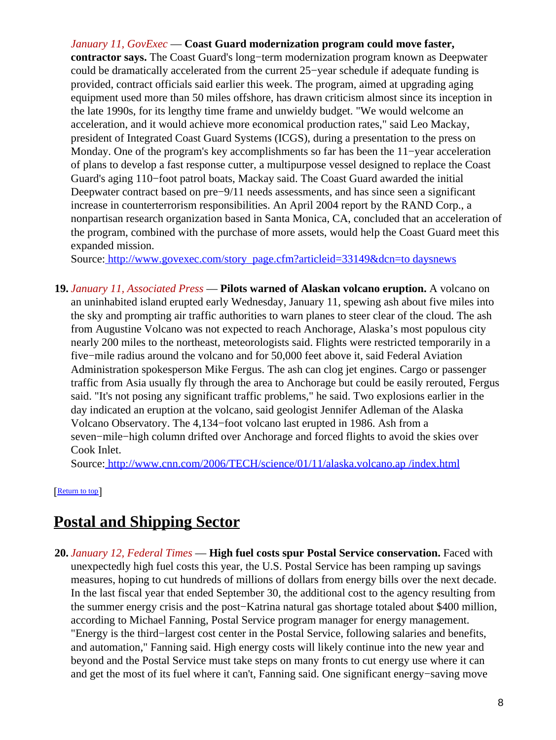*January 11, GovExec* — **Coast Guard modernization program could move faster, contractor says.** The Coast Guard's long−term modernization program known as Deepwater could be dramatically accelerated from the current 25−year schedule if adequate funding is provided, contract officials said earlier this week. The program, aimed at upgrading aging equipment used more than 50 miles offshore, has drawn criticism almost since its inception in the late 1990s, for its lengthy time frame and unwieldy budget. "We would welcome an acceleration, and it would achieve more economical production rates," said Leo Mackay, president of Integrated Coast Guard Systems (ICGS), during a presentation to the press on Monday. One of the program's key accomplishments so far has been the 11−year acceleration of plans to develop a fast response cutter, a multipurpose vessel designed to replace the Coast Guard's aging 110−foot patrol boats, Mackay said. The Coast Guard awarded the initial Deepwater contract based on pre−9/11 needs assessments, and has since seen a significant increase in counterterrorism responsibilities. An April 2004 report by the RAND Corp., a nonpartisan research organization based in Santa Monica, CA, concluded that an acceleration of the program, combined with the purchase of more assets, would help the Coast Guard meet this expanded mission.
Source: [http://www.govexec.com/story_page.cfm?articleid=33149&dcn=to daysnews](http://www.govexec.com/story_page.cfm?articleid=33149&dcn=todaysnews)

19. *January 11, Associated Press* — **Pilots warned of Alaskan volcano eruption.** A volcano on an uninhabited island erupted early Wednesday, January 11, spewing ash about five miles into the sky and prompting air traffic authorities to warn planes to steer clear of the cloud. The ash from Augustine Volcano was not expected to reach Anchorage, Alaska's most populous city nearly 200 miles to the northeast, meteorologists said. Flights were restricted temporarily in a five−mile radius around the volcano and for 50,000 feet above it, said Federal Aviation Administration spokesperson Mike Fergus. The ash can clog jet engines. Cargo or passenger traffic from Asia usually fly through the area to Anchorage but could be easily rerouted, Fergus said. "It's not posing any significant traffic problems," he said. Two explosions earlier in the day indicated an eruption at the volcano, said geologist Jennifer Adleman of the Alaska Volcano Observatory. The 4,134−foot volcano last erupted in 1986. Ash from a seven−mile−high column drifted over Anchorage and forced flights to avoid the skies over Cook Inlet.
Source: [http://www.cnn.com/2006/TECH/science/01/11/alaska.volcano.ap /index.html](http://www.cnn.com/2006/TECH/science/01/11/alaska.volcano.ap/index.html)

[Return to top]

## Postal and Shipping Sector

20. *January 12, Federal Times* — **High fuel costs spur Postal Service conservation.** Faced with unexpectedly high fuel costs this year, the U.S. Postal Service has been ramping up savings measures, hoping to cut hundreds of millions of dollars from energy bills over the next decade. In the last fiscal year that ended September 30, the additional cost to the agency resulting from the summer energy crisis and the post−Katrina natural gas shortage totaled about $400 million, according to Michael Fanning, Postal Service program manager for energy management. "Energy is the third−largest cost center in the Postal Service, following salaries and benefits, and automation," Fanning said. High energy costs will likely continue into the new year and beyond and the Postal Service must take steps on many fronts to cut energy use where it can and get the most of its fuel where it can't, Fanning said. One significant energy−saving move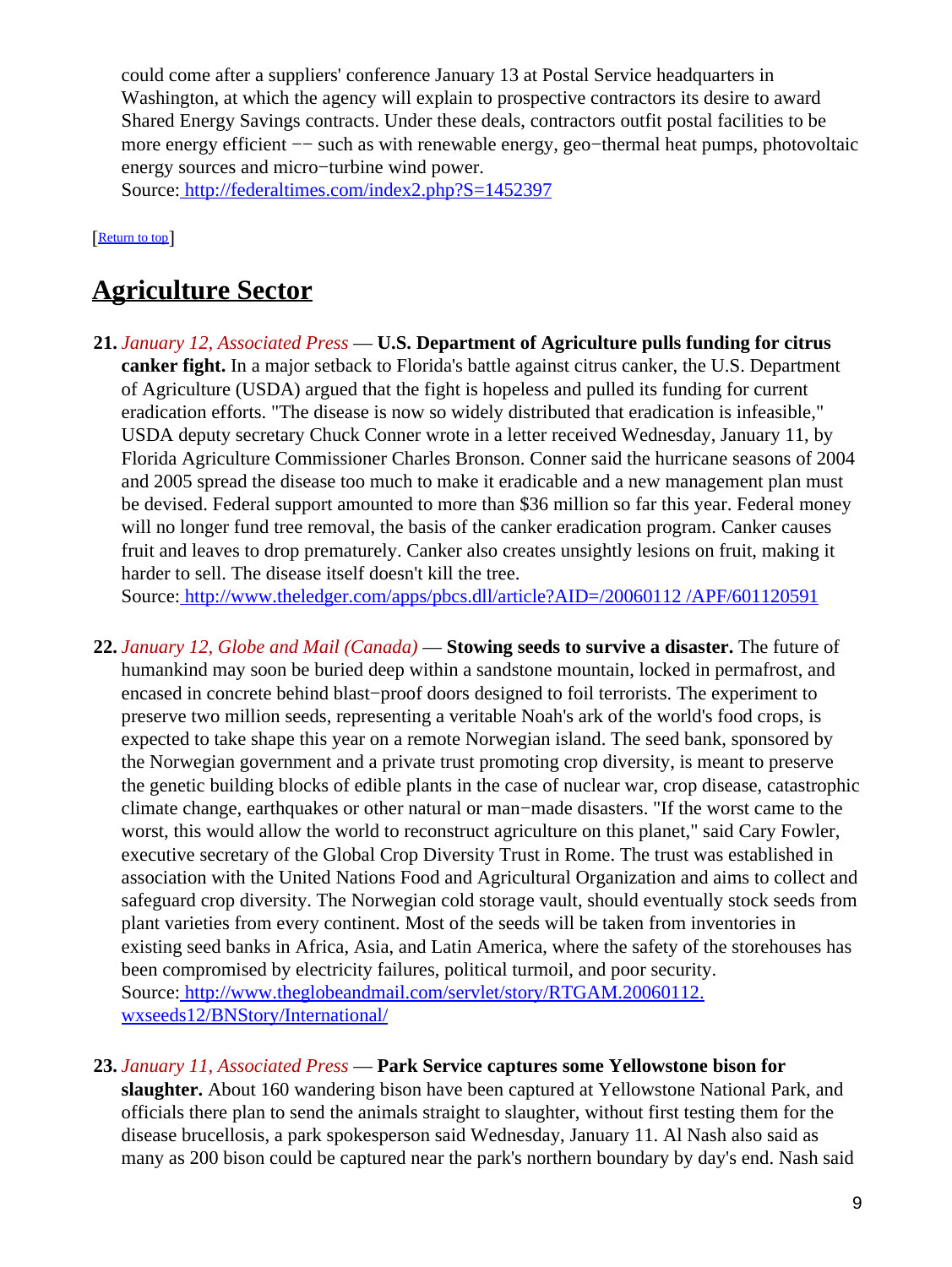could come after a suppliers' conference January 13 at Postal Service headquarters in Washington, at which the agency will explain to prospective contractors its desire to award Shared Energy Savings contracts. Under these deals, contractors outfit postal facilities to be more energy efficient −− such as with renewable energy, geo−thermal heat pumps, photovoltaic energy sources and micro−turbine wind power.
Source: http://federaltimes.com/index2.php?S=1452397

[Return to top]

## Agriculture Sector

**21.** *January 12, Associated Press* — **U.S. Department of Agriculture pulls funding for citrus canker fight.** In a major setback to Florida's battle against citrus canker, the U.S. Department of Agriculture (USDA) argued that the fight is hopeless and pulled its funding for current eradication efforts. "The disease is now so widely distributed that eradication is infeasible," USDA deputy secretary Chuck Conner wrote in a letter received Wednesday, January 11, by Florida Agriculture Commissioner Charles Bronson. Conner said the hurricane seasons of 2004 and 2005 spread the disease too much to make it eradicable and a new management plan must be devised. Federal support amounted to more than $36 million so far this year. Federal money will no longer fund tree removal, the basis of the canker eradication program. Canker causes fruit and leaves to drop prematurely. Canker also creates unsightly lesions on fruit, making it harder to sell. The disease itself doesn't kill the tree.
Source: http://www.theledger.com/apps/pbcs.dll/article?AID=/20060112 /APF/601120591

**22.** *January 12, Globe and Mail (Canada)* — **Stowing seeds to survive a disaster.** The future of humankind may soon be buried deep within a sandstone mountain, locked in permafrost, and encased in concrete behind blast−proof doors designed to foil terrorists. The experiment to preserve two million seeds, representing a veritable Noah's ark of the world's food crops, is expected to take shape this year on a remote Norwegian island. The seed bank, sponsored by the Norwegian government and a private trust promoting crop diversity, is meant to preserve the genetic building blocks of edible plants in the case of nuclear war, crop disease, catastrophic climate change, earthquakes or other natural or man−made disasters. "If the worst came to the worst, this would allow the world to reconstruct agriculture on this planet," said Cary Fowler, executive secretary of the Global Crop Diversity Trust in Rome. The trust was established in association with the United Nations Food and Agricultural Organization and aims to collect and safeguard crop diversity. The Norwegian cold storage vault, should eventually stock seeds from plant varieties from every continent. Most of the seeds will be taken from inventories in existing seed banks in Africa, Asia, and Latin America, where the safety of the storehouses has been compromised by electricity failures, political turmoil, and poor security.
Source: http://www.theglobeandmail.com/servlet/story/RTGAM.20060112.wxseeds12/BNStory/International/

**23.** *January 11, Associated Press* — **Park Service captures some Yellowstone bison for slaughter.** About 160 wandering bison have been captured at Yellowstone National Park, and officials there plan to send the animals straight to slaughter, without first testing them for the disease brucellosis, a park spokesperson said Wednesday, January 11. Al Nash also said as many as 200 bison could be captured near the park's northern boundary by day's end. Nash said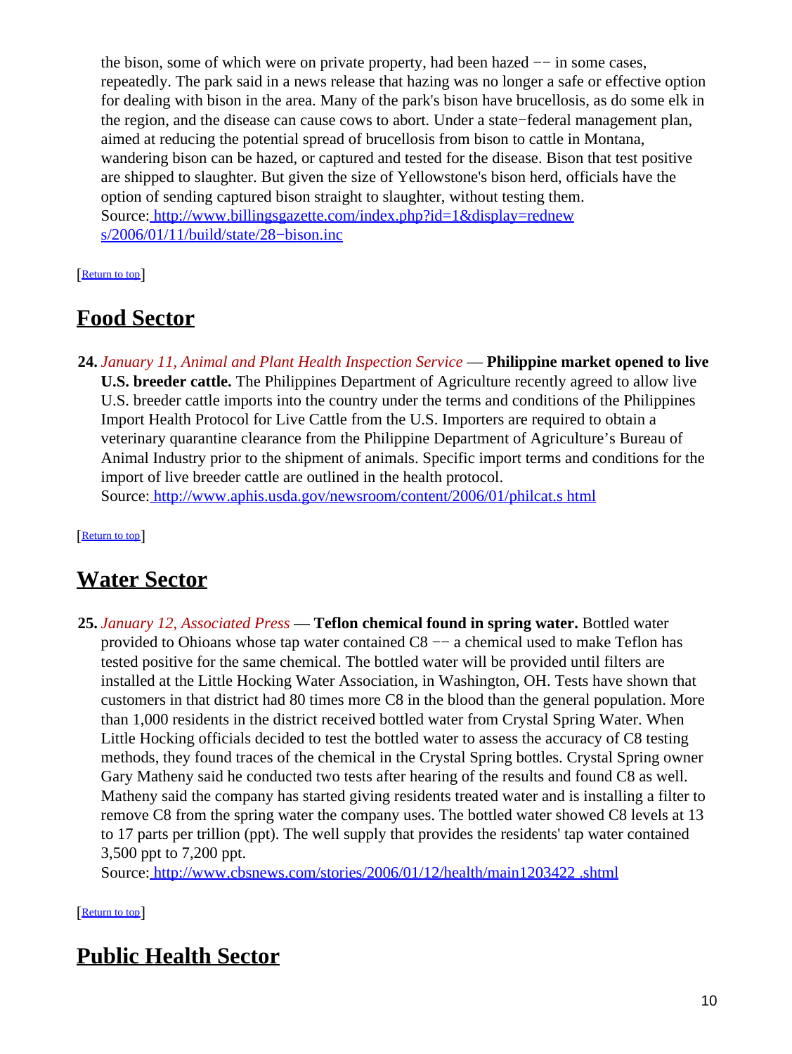the bison, some of which were on private property, had been hazed −− in some cases, repeatedly. The park said in a news release that hazing was no longer a safe or effective option for dealing with bison in the area. Many of the park's bison have brucellosis, as do some elk in the region, and the disease can cause cows to abort. Under a state−federal management plan, aimed at reducing the potential spread of brucellosis from bison to cattle in Montana, wandering bison can be hazed, or captured and tested for the disease. Bison that test positive are shipped to slaughter. But given the size of Yellowstone's bison herd, officials have the option of sending captured bison straight to slaughter, without testing them.
Source: http://www.billingsgazette.com/index.php?id=1&display=rednews/2006/01/11/build/state/28−bison.inc

[Return to top]

## Food Sector

**24.** *January 11, Animal and Plant Health Inspection Service* — **Philippine market opened to live U.S. breeder cattle.** The Philippines Department of Agriculture recently agreed to allow live U.S. breeder cattle imports into the country under the terms and conditions of the Philippines Import Health Protocol for Live Cattle from the U.S. Importers are required to obtain a veterinary quarantine clearance from the Philippine Department of Agriculture's Bureau of Animal Industry prior to the shipment of animals. Specific import terms and conditions for the import of live breeder cattle are outlined in the health protocol.
Source: http://www.aphis.usda.gov/newsroom/content/2006/01/philcat.s html

[Return to top]

## Water Sector

**25.** *January 12, Associated Press* — **Teflon chemical found in spring water.** Bottled water provided to Ohioans whose tap water contained C8 −− a chemical used to make Teflon has tested positive for the same chemical. The bottled water will be provided until filters are installed at the Little Hocking Water Association, in Washington, OH. Tests have shown that customers in that district had 80 times more C8 in the blood than the general population. More than 1,000 residents in the district received bottled water from Crystal Spring Water. When Little Hocking officials decided to test the bottled water to assess the accuracy of C8 testing methods, they found traces of the chemical in the Crystal Spring bottles. Crystal Spring owner Gary Matheny said he conducted two tests after hearing of the results and found C8 as well. Matheny said the company has started giving residents treated water and is installing a filter to remove C8 from the spring water the company uses. The bottled water showed C8 levels at 13 to 17 parts per trillion (ppt). The well supply that provides the residents' tap water contained 3,500 ppt to 7,200 ppt.
Source: http://www.cbsnews.com/stories/2006/01/12/health/main1203422 .shtml

[Return to top]

## Public Health Sector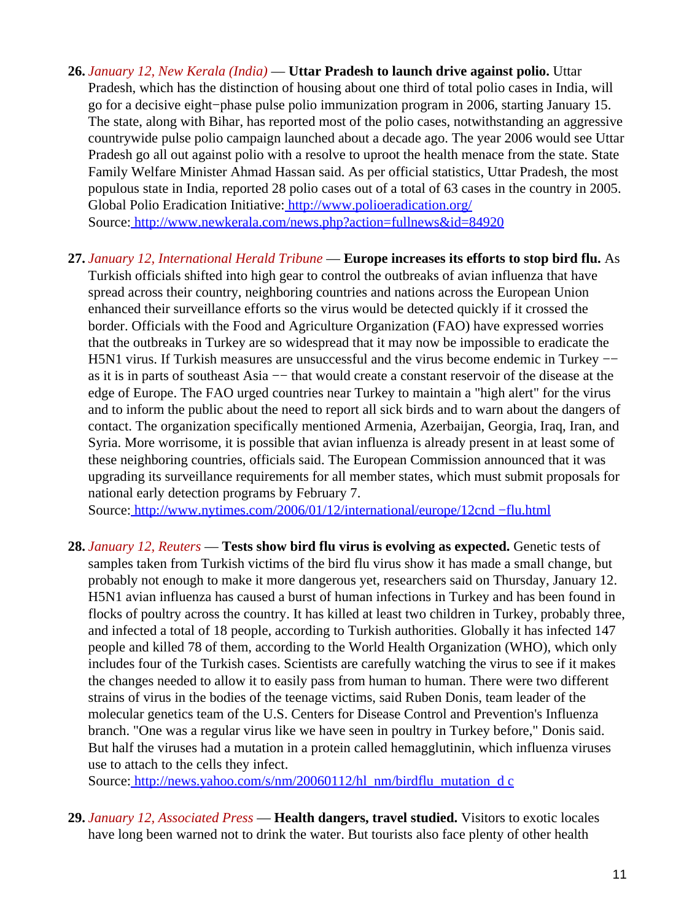26. *January 12, New Kerala (India)* — **Uttar Pradesh to launch drive against polio.** Uttar Pradesh, which has the distinction of housing about one third of total polio cases in India, will go for a decisive eight−phase pulse polio immunization program in 2006, starting January 15. The state, along with Bihar, has reported most of the polio cases, notwithstanding an aggressive countrywide pulse polio campaign launched about a decade ago. The year 2006 would see Uttar Pradesh go all out against polio with a resolve to uproot the health menace from the state. State Family Welfare Minister Ahmad Hassan said. As per official statistics, Uttar Pradesh, the most populous state in India, reported 28 polio cases out of a total of 63 cases in the country in 2005.
Global Polio Eradication Initiative: [http://www.polioeradication.org/](http://www.polioeradication.org/)
Source: [http://www.newkerala.com/news.php?action=fullnews&id=84920](http://www.newkerala.com/news.php?action=fullnews&id=84920)

27. *January 12, International Herald Tribune* — **Europe increases its efforts to stop bird flu.** As Turkish officials shifted into high gear to control the outbreaks of avian influenza that have spread across their country, neighboring countries and nations across the European Union enhanced their surveillance efforts so the virus would be detected quickly if it crossed the border. Officials with the Food and Agriculture Organization (FAO) have expressed worries that the outbreaks in Turkey are so widespread that it may now be impossible to eradicate the H5N1 virus. If Turkish measures are unsuccessful and the virus become endemic in Turkey −− as it is in parts of southeast Asia −− that would create a constant reservoir of the disease at the edge of Europe. The FAO urged countries near Turkey to maintain a "high alert" for the virus and to inform the public about the need to report all sick birds and to warn about the dangers of contact. The organization specifically mentioned Armenia, Azerbaijan, Georgia, Iraq, Iran, and Syria. More worrisome, it is possible that avian influenza is already present in at least some of these neighboring countries, officials said. The European Commission announced that it was upgrading its surveillance requirements for all member states, which must submit proposals for national early detection programs by February 7.
Source: [http://www.nytimes.com/2006/01/12/international/europe/12cnd −flu.html](http://www.nytimes.com/2006/01/12/international/europe/12cnd-flu.html)

28. *January 12, Reuters* — **Tests show bird flu virus is evolving as expected.** Genetic tests of samples taken from Turkish victims of the bird flu virus show it has made a small change, but probably not enough to make it more dangerous yet, researchers said on Thursday, January 12. H5N1 avian influenza has caused a burst of human infections in Turkey and has been found in flocks of poultry across the country. It has killed at least two children in Turkey, probably three, and infected a total of 18 people, according to Turkish authorities. Globally it has infected 147 people and killed 78 of them, according to the World Health Organization (WHO), which only includes four of the Turkish cases. Scientists are carefully watching the virus to see if it makes the changes needed to allow it to easily pass from human to human. There were two different strains of virus in the bodies of the teenage victims, said Ruben Donis, team leader of the molecular genetics team of the U.S. Centers for Disease Control and Prevention's Influenza branch. "One was a regular virus like we have seen in poultry in Turkey before," Donis said. But half the viruses had a mutation in a protein called hemagglutinin, which influenza viruses use to attach to the cells they infect.
Source: [http://news.yahoo.com/s/nm/20060112/hl_nm/birdflu_mutation_d c](http://news.yahoo.com/s/nm/20060112/hl_nm/birdflu_mutation_dc)

29. *January 12, Associated Press* — **Health dangers, travel studied.** Visitors to exotic locales have long been warned not to drink the water. But tourists also face plenty of other health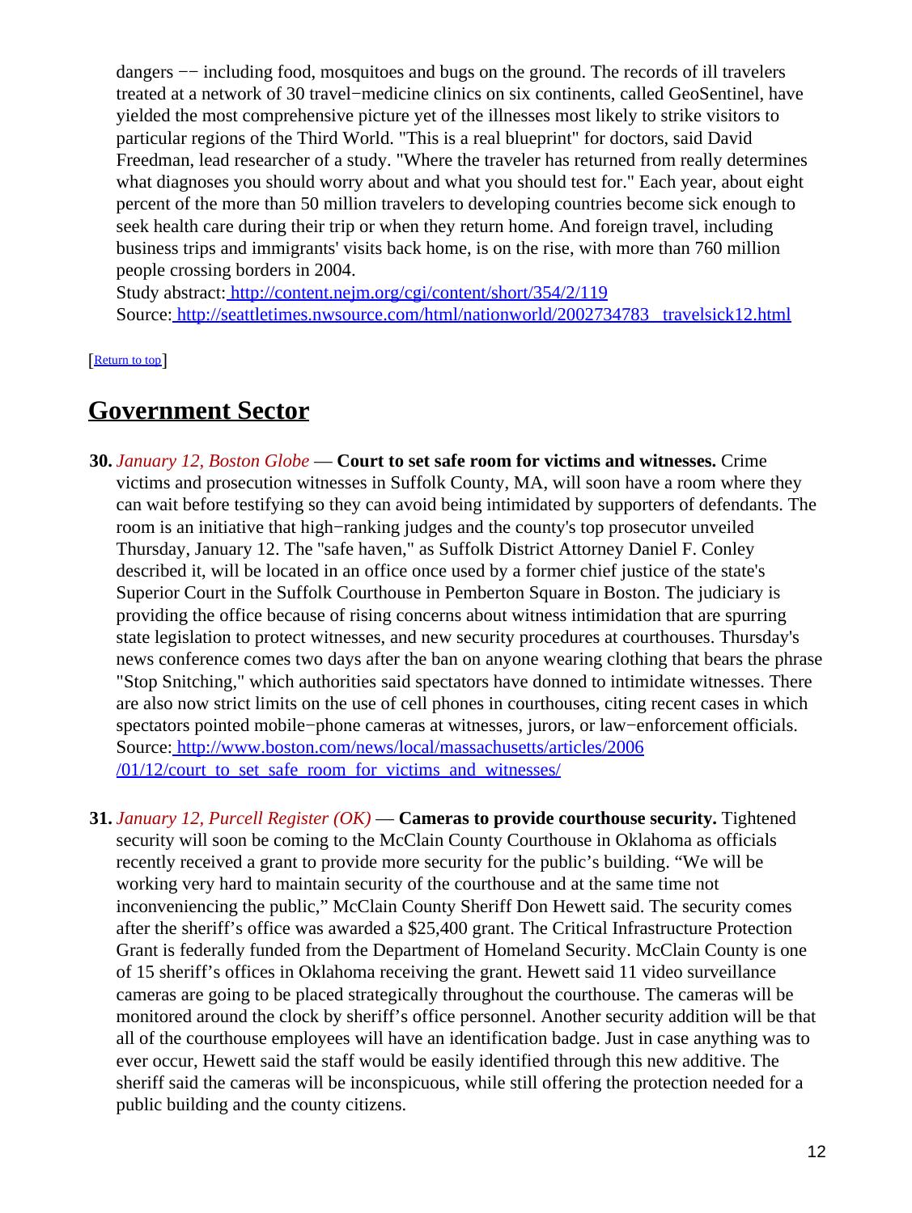dangers −− including food, mosquitoes and bugs on the ground. The records of ill travelers treated at a network of 30 travel−medicine clinics on six continents, called GeoSentinel, have yielded the most comprehensive picture yet of the illnesses most likely to strike visitors to particular regions of the Third World. "This is a real blueprint" for doctors, said David Freedman, lead researcher of a study. "Where the traveler has returned from really determines what diagnoses you should worry about and what you should test for." Each year, about eight percent of the more than 50 million travelers to developing countries become sick enough to seek health care during their trip or when they return home. And foreign travel, including business trips and immigrants' visits back home, is on the rise, with more than 760 million people crossing borders in 2004.
Study abstract: http://content.nejm.org/cgi/content/short/354/2/119
Source: http://seattletimes.nwsource.com/html/nationworld/2002734783_travelsick12.html

[Return to top]

## Government Sector

**30.** *January 12, Boston Globe* — **Court to set safe room for victims and witnesses.** Crime victims and prosecution witnesses in Suffolk County, MA, will soon have a room where they can wait before testifying so they can avoid being intimidated by supporters of defendants. The room is an initiative that high−ranking judges and the county's top prosecutor unveiled Thursday, January 12. The "safe haven," as Suffolk District Attorney Daniel F. Conley described it, will be located in an office once used by a former chief justice of the state's Superior Court in the Suffolk Courthouse in Pemberton Square in Boston. The judiciary is providing the office because of rising concerns about witness intimidation that are spurring state legislation to protect witnesses, and new security procedures at courthouses. Thursday's news conference comes two days after the ban on anyone wearing clothing that bears the phrase "Stop Snitching," which authorities said spectators have donned to intimidate witnesses. There are also now strict limits on the use of cell phones in courthouses, citing recent cases in which spectators pointed mobile−phone cameras at witnesses, jurors, or law−enforcement officials.
Source: http://www.boston.com/news/local/massachusetts/articles/2006/01/12/court_to_set_safe_room_for_victims_and_witnesses/

**31.** *January 12, Purcell Register (OK)* — **Cameras to provide courthouse security.** Tightened security will soon be coming to the McClain County Courthouse in Oklahoma as officials recently received a grant to provide more security for the public's building. "We will be working very hard to maintain security of the courthouse and at the same time not inconveniencing the public," McClain County Sheriff Don Hewett said. The security comes after the sheriff's office was awarded a $25,400 grant. The Critical Infrastructure Protection Grant is federally funded from the Department of Homeland Security. McClain County is one of 15 sheriff's offices in Oklahoma receiving the grant. Hewett said 11 video surveillance cameras are going to be placed strategically throughout the courthouse. The cameras will be monitored around the clock by sheriff's office personnel. Another security addition will be that all of the courthouse employees will have an identification badge. Just in case anything was to ever occur, Hewett said the staff would be easily identified through this new additive. The sheriff said the cameras will be inconspicuous, while still offering the protection needed for a public building and the county citizens.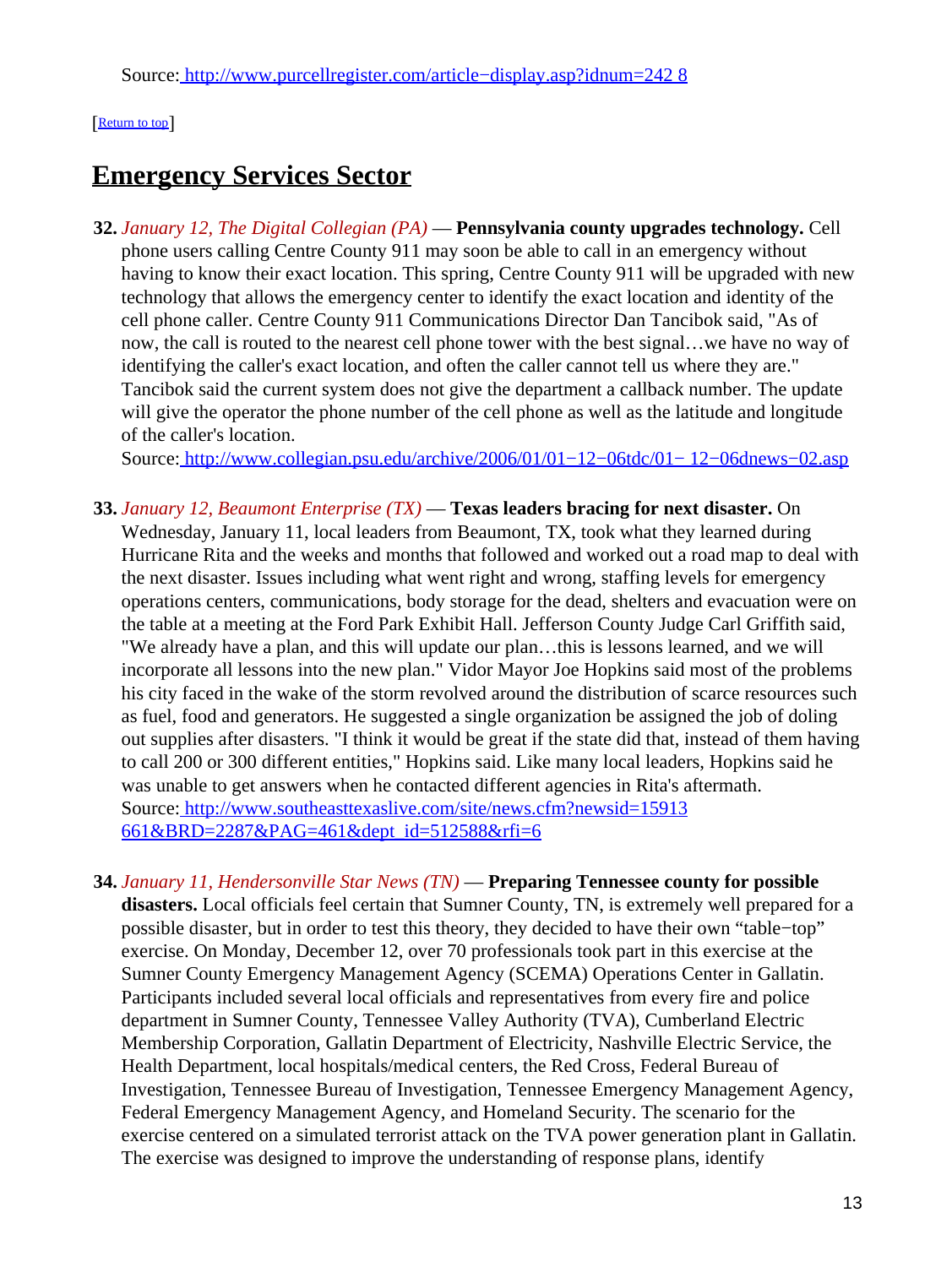Source: [http://www.purcellregister.com/article−display.asp?idnum=242 8](http://www.purcellregister.com/article−display.asp?idnum=2428)

[[Return to top](#top)]

## Emergency Services Sector

**32.** *January 12, The Digital Collegian (PA)* — **Pennsylvania county upgrades technology.** Cell phone users calling Centre County 911 may soon be able to call in an emergency without having to know their exact location. This spring, Centre County 911 will be upgraded with new technology that allows the emergency center to identify the exact location and identity of the cell phone caller. Centre County 911 Communications Director Dan Tancibok said, "As of now, the call is routed to the nearest cell phone tower with the best signal…we have no way of identifying the caller's exact location, and often the caller cannot tell us where they are." Tancibok said the current system does not give the department a callback number. The update will give the operator the phone number of the cell phone as well as the latitude and longitude of the caller's location.
Source: [http://www.collegian.psu.edu/archive/2006/01/01−12−06tdc/01− 12−06dnews−02.asp](http://www.collegian.psu.edu/archive/2006/01/01−12−06tdc/01−12−06dnews−02.asp)

**33.** *January 12, Beaumont Enterprise (TX)* — **Texas leaders bracing for next disaster.** On Wednesday, January 11, local leaders from Beaumont, TX, took what they learned during Hurricane Rita and the weeks and months that followed and worked out a road map to deal with the next disaster. Issues including what went right and wrong, staffing levels for emergency operations centers, communications, body storage for the dead, shelters and evacuation were on the table at a meeting at the Ford Park Exhibit Hall. Jefferson County Judge Carl Griffith said, "We already have a plan, and this will update our plan…this is lessons learned, and we will incorporate all lessons into the new plan." Vidor Mayor Joe Hopkins said most of the problems his city faced in the wake of the storm revolved around the distribution of scarce resources such as fuel, food and generators. He suggested a single organization be assigned the job of doling out supplies after disasters. "I think it would be great if the state did that, instead of them having to call 200 or 300 different entities," Hopkins said. Like many local leaders, Hopkins said he was unable to get answers when he contacted different agencies in Rita's aftermath.
Source: [http://www.southeasttexaslive.com/site/news.cfm?newsid=15913 661&BRD=2287&PAG=461&dept_id=512588&rfi=6](http://www.southeasttexaslive.com/site/news.cfm?newsid=15913661&BRD=2287&PAG=461&dept_id=512588&rfi=6)

**34.** *January 11, Hendersonville Star News (TN)* — **Preparing Tennessee county for possible disasters.** Local officials feel certain that Sumner County, TN, is extremely well prepared for a possible disaster, but in order to test this theory, they decided to have their own "table−top" exercise. On Monday, December 12, over 70 professionals took part in this exercise at the Sumner County Emergency Management Agency (SCEMA) Operations Center in Gallatin. Participants included several local officials and representatives from every fire and police department in Sumner County, Tennessee Valley Authority (TVA), Cumberland Electric Membership Corporation, Gallatin Department of Electricity, Nashville Electric Service, the Health Department, local hospitals/medical centers, the Red Cross, Federal Bureau of Investigation, Tennessee Bureau of Investigation, Tennessee Emergency Management Agency, Federal Emergency Management Agency, and Homeland Security. The scenario for the exercise centered on a simulated terrorist attack on the TVA power generation plant in Gallatin. The exercise was designed to improve the understanding of response plans, identify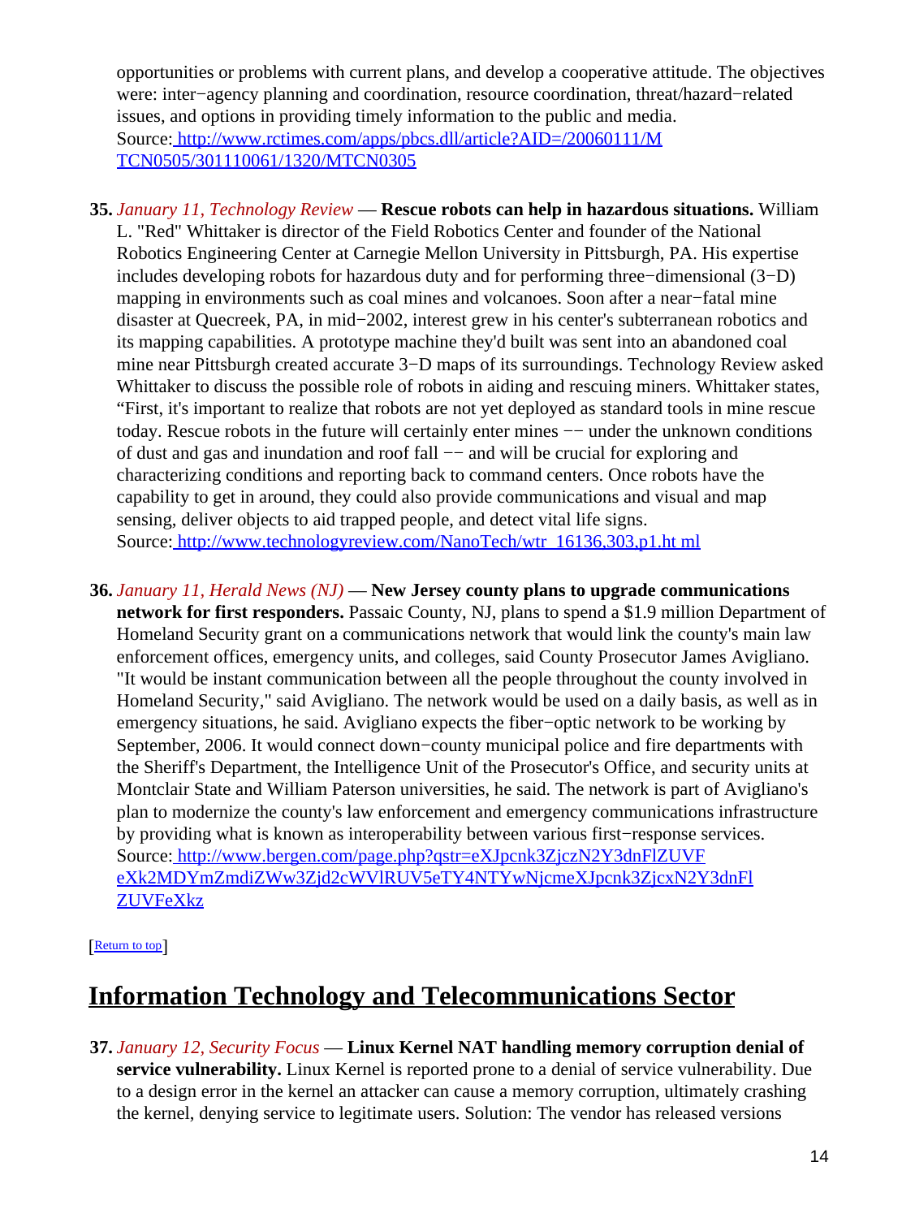opportunities or problems with current plans, and develop a cooperative attitude. The objectives were: inter−agency planning and coordination, resource coordination, threat/hazard−related issues, and options in providing timely information to the public and media.
Source: http://www.rctimes.com/apps/pbcs.dll/article?AID=/20060111/MTCN0505/301110061/1320/MTCN0305

35. *January 11, Technology Review* — **Rescue robots can help in hazardous situations.** William L. "Red" Whittaker is director of the Field Robotics Center and founder of the National Robotics Engineering Center at Carnegie Mellon University in Pittsburgh, PA. His expertise includes developing robots for hazardous duty and for performing three−dimensional (3−D) mapping in environments such as coal mines and volcanoes. Soon after a near−fatal mine disaster at Quecreek, PA, in mid−2002, interest grew in his center's subterranean robotics and its mapping capabilities. A prototype machine they'd built was sent into an abandoned coal mine near Pittsburgh created accurate 3−D maps of its surroundings. Technology Review asked Whittaker to discuss the possible role of robots in aiding and rescuing miners. Whittaker states, "First, it's important to realize that robots are not yet deployed as standard tools in mine rescue today. Rescue robots in the future will certainly enter mines −− under the unknown conditions of dust and gas and inundation and roof fall −− and will be crucial for exploring and characterizing conditions and reporting back to command centers. Once robots have the capability to get in around, they could also provide communications and visual and map sensing, deliver objects to aid trapped people, and detect vital life signs.
Source: http://www.technologyreview.com/NanoTech/wtr_16136,303,p1.html

36. *January 11, Herald News (NJ)* — **New Jersey county plans to upgrade communications network for first responders.** Passaic County, NJ, plans to spend a $1.9 million Department of Homeland Security grant on a communications network that would link the county's main law enforcement offices, emergency units, and colleges, said County Prosecutor James Avigliano. "It would be instant communication between all the people throughout the county involved in Homeland Security," said Avigliano. The network would be used on a daily basis, as well as in emergency situations, he said. Avigliano expects the fiber−optic network to be working by September, 2006. It would connect down−county municipal police and fire departments with the Sheriff's Department, the Intelligence Unit of the Prosecutor's Office, and security units at Montclair State and William Paterson universities, he said. The network is part of Avigliano's plan to modernize the county's law enforcement and emergency communications infrastructure by providing what is known as interoperability between various first−response services.
Source: http://www.bergen.com/page.php?qstr=eXJpcnk3ZjczN2Y3dnFlZUVFeXk2MDYmZmdiZWw3Zjd2cWVlRUV5eTY4NTYwNjcmeXJpcnk3ZjcxN2Y3dnFlZUVFeXkz

[Return to top]

## Information Technology and Telecommunications Sector

37. *January 12, Security Focus* — **Linux Kernel NAT handling memory corruption denial of service vulnerability.** Linux Kernel is reported prone to a denial of service vulnerability. Due to a design error in the kernel an attacker can cause a memory corruption, ultimately crashing the kernel, denying service to legitimate users. Solution: The vendor has released versions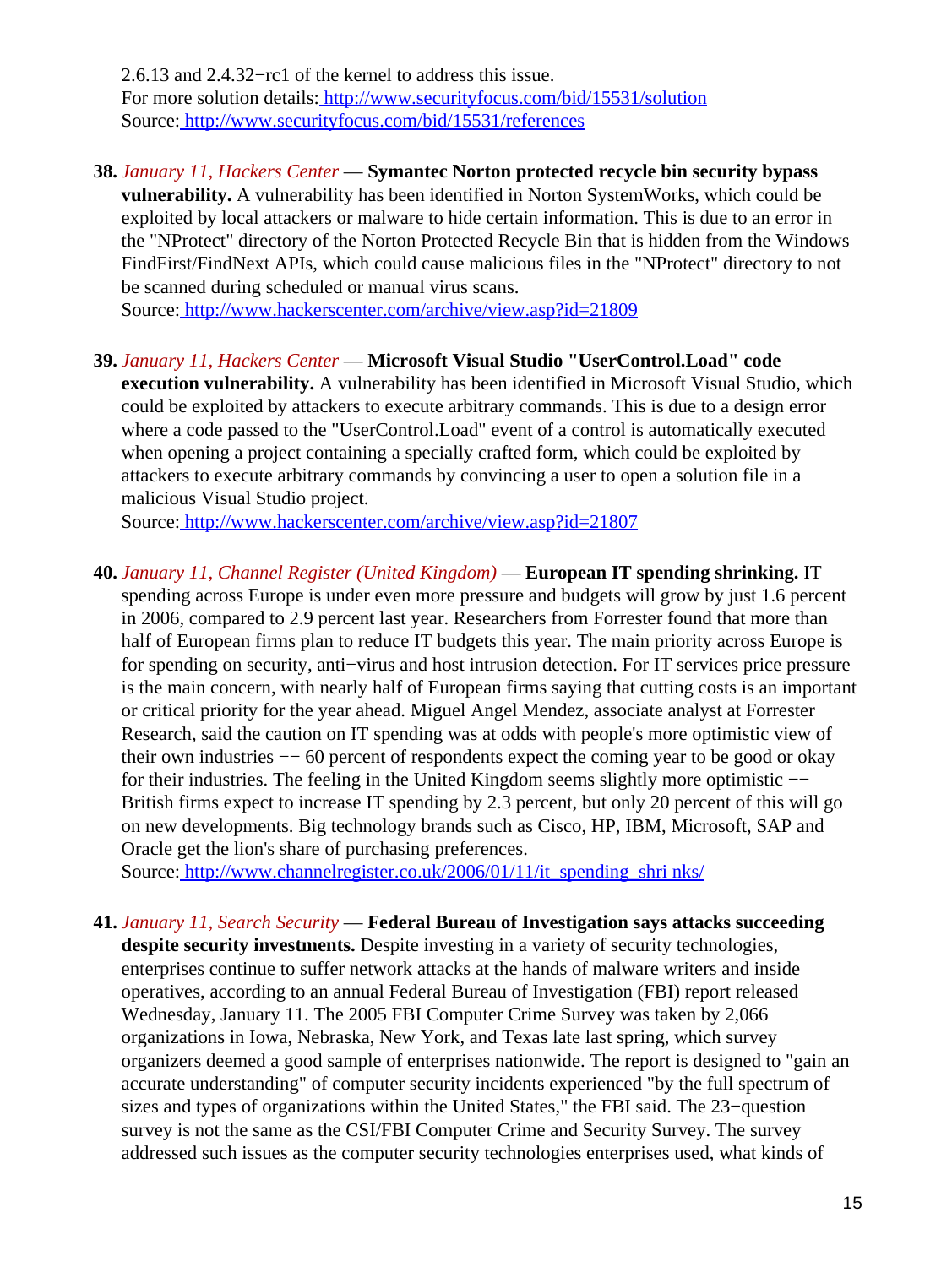2.6.13 and 2.4.32−rc1 of the kernel to address this issue.
For more solution details: http://www.securityfocus.com/bid/15531/solution
Source: http://www.securityfocus.com/bid/15531/references

**38.** *January 11, Hackers Center* — **Symantec Norton protected recycle bin security bypass vulnerability.** A vulnerability has been identified in Norton SystemWorks, which could be exploited by local attackers or malware to hide certain information. This is due to an error in the "NProtect" directory of the Norton Protected Recycle Bin that is hidden from the Windows FindFirst/FindNext APIs, which could cause malicious files in the "NProtect" directory to not be scanned during scheduled or manual virus scans.
Source: http://www.hackerscenter.com/archive/view.asp?id=21809

**39.** *January 11, Hackers Center* — **Microsoft Visual Studio "UserControl.Load" code execution vulnerability.** A vulnerability has been identified in Microsoft Visual Studio, which could be exploited by attackers to execute arbitrary commands. This is due to a design error where a code passed to the "UserControl.Load" event of a control is automatically executed when opening a project containing a specially crafted form, which could be exploited by attackers to execute arbitrary commands by convincing a user to open a solution file in a malicious Visual Studio project.
Source: http://www.hackerscenter.com/archive/view.asp?id=21807

**40.** *January 11, Channel Register (United Kingdom)* — **European IT spending shrinking.** IT spending across Europe is under even more pressure and budgets will grow by just 1.6 percent in 2006, compared to 2.9 percent last year. Researchers from Forrester found that more than half of European firms plan to reduce IT budgets this year. The main priority across Europe is for spending on security, anti−virus and host intrusion detection. For IT services price pressure is the main concern, with nearly half of European firms saying that cutting costs is an important or critical priority for the year ahead. Miguel Angel Mendez, associate analyst at Forrester Research, said the caution on IT spending was at odds with people's more optimistic view of their own industries −− 60 percent of respondents expect the coming year to be good or okay for their industries. The feeling in the United Kingdom seems slightly more optimistic −− British firms expect to increase IT spending by 2.3 percent, but only 20 percent of this will go on new developments. Big technology brands such as Cisco, HP, IBM, Microsoft, SAP and Oracle get the lion's share of purchasing preferences.
Source: http://www.channelregister.co.uk/2006/01/11/it_spending_shri nks/

**41.** *January 11, Search Security* — **Federal Bureau of Investigation says attacks succeeding despite security investments.** Despite investing in a variety of security technologies, enterprises continue to suffer network attacks at the hands of malware writers and inside operatives, according to an annual Federal Bureau of Investigation (FBI) report released Wednesday, January 11. The 2005 FBI Computer Crime Survey was taken by 2,066 organizations in Iowa, Nebraska, New York, and Texas late last spring, which survey organizers deemed a good sample of enterprises nationwide. The report is designed to "gain an accurate understanding" of computer security incidents experienced "by the full spectrum of sizes and types of organizations within the United States," the FBI said. The 23−question survey is not the same as the CSI/FBI Computer Crime and Security Survey. The survey addressed such issues as the computer security technologies enterprises used, what kinds of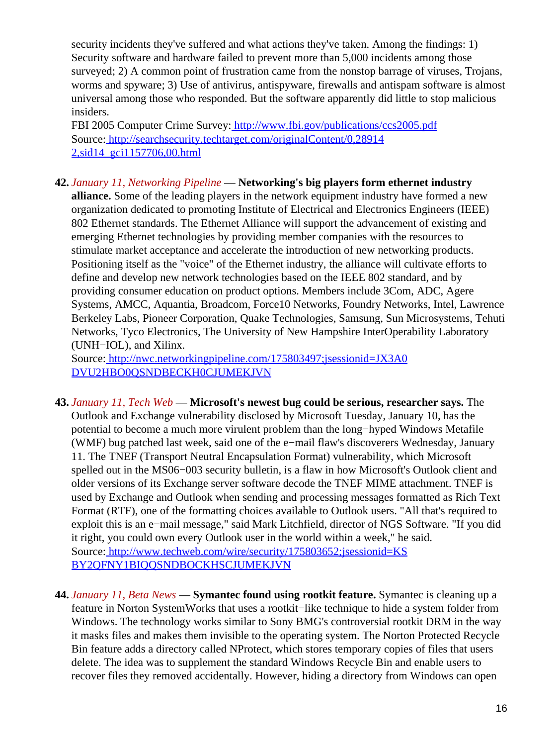security incidents they've suffered and what actions they've taken. Among the findings: 1) Security software and hardware failed to prevent more than 5,000 incidents among those surveyed; 2) A common point of frustration came from the nonstop barrage of viruses, Trojans, worms and spyware; 3) Use of antivirus, antispyware, firewalls and antispam software is almost universal among those who responded. But the software apparently did little to stop malicious insiders.
FBI 2005 Computer Crime Survey: http://www.fbi.gov/publications/ccs2005.pdf
Source: http://searchsecurity.techtarget.com/originalContent/0,28914 2,sid14_gci1157706,00.html

**42.** *January 11, Networking Pipeline* — **Networking's big players form ethernet industry alliance.** Some of the leading players in the network equipment industry have formed a new organization dedicated to promoting Institute of Electrical and Electronics Engineers (IEEE) 802 Ethernet standards. The Ethernet Alliance will support the advancement of existing and emerging Ethernet technologies by providing member companies with the resources to stimulate market acceptance and accelerate the introduction of new networking products. Positioning itself as the "voice" of the Ethernet industry, the alliance will cultivate efforts to define and develop new network technologies based on the IEEE 802 standard, and by providing consumer education on product options. Members include 3Com, ADC, Agere Systems, AMCC, Aquantia, Broadcom, Force10 Networks, Foundry Networks, Intel, Lawrence Berkeley Labs, Pioneer Corporation, Quake Technologies, Samsung, Sun Microsystems, Tehuti Networks, Tyco Electronics, The University of New Hampshire InterOperability Laboratory (UNH−IOL), and Xilinx.
Source: http://nwc.networkingpipeline.com/175803497;jsessionid=JX3A0 DVU2HBO0QSNDBECKH0CJUMEKJVN

**43.** *January 11, Tech Web* — **Microsoft's newest bug could be serious, researcher says.** The Outlook and Exchange vulnerability disclosed by Microsoft Tuesday, January 10, has the potential to become a much more virulent problem than the long−hyped Windows Metafile (WMF) bug patched last week, said one of the e−mail flaw's discoverers Wednesday, January 11. The TNEF (Transport Neutral Encapsulation Format) vulnerability, which Microsoft spelled out in the MS06−003 security bulletin, is a flaw in how Microsoft's Outlook client and older versions of its Exchange server software decode the TNEF MIME attachment. TNEF is used by Exchange and Outlook when sending and processing messages formatted as Rich Text Format (RTF), one of the formatting choices available to Outlook users. "All that's required to exploit this is an e−mail message," said Mark Litchfield, director of NGS Software. "If you did it right, you could own every Outlook user in the world within a week," he said.
Source: http://www.techweb.com/wire/security/175803652;jsessionid=KS BY2QFNY1BIQQSNDBOCKHSCJUMEKJVN

**44.** *January 11, Beta News* — **Symantec found using rootkit feature.** Symantec is cleaning up a feature in Norton SystemWorks that uses a rootkit−like technique to hide a system folder from Windows. The technology works similar to Sony BMG's controversial rootkit DRM in the way it masks files and makes them invisible to the operating system. The Norton Protected Recycle Bin feature adds a directory called NProtect, which stores temporary copies of files that users delete. The idea was to supplement the standard Windows Recycle Bin and enable users to recover files they removed accidentally. However, hiding a directory from Windows can open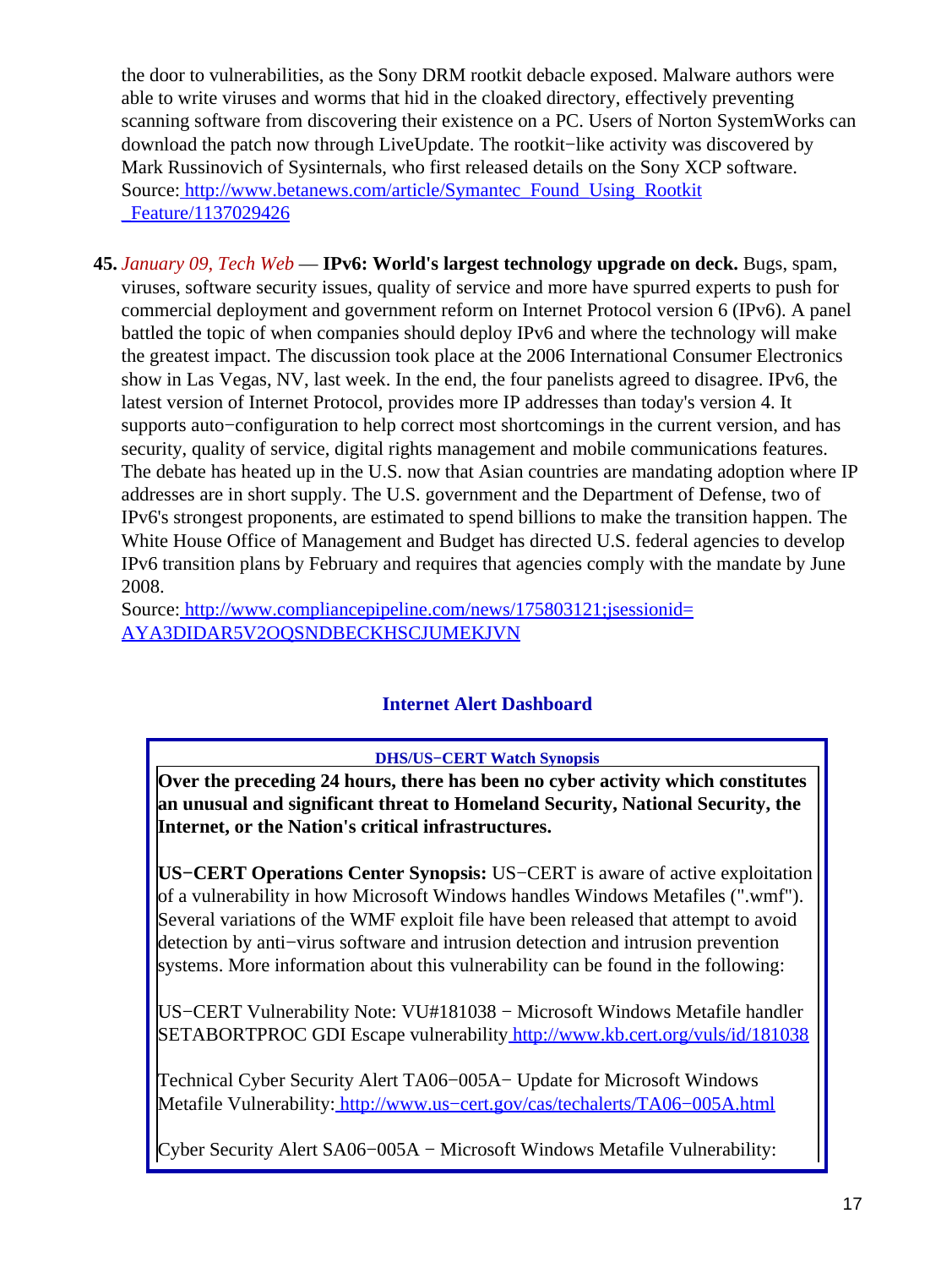the door to vulnerabilities, as the Sony DRM rootkit debacle exposed. Malware authors were able to write viruses and worms that hid in the cloaked directory, effectively preventing scanning software from discovering their existence on a PC. Users of Norton SystemWorks can download the patch now through LiveUpdate. The rootkit−like activity was discovered by Mark Russinovich of Sysinternals, who first released details on the Sony XCP software.
Source: http://www.betanews.com/article/Symantec_Found_Using_Rootkit_Feature/1137029426

45. *January 09, Tech Web* — **IPv6: World's largest technology upgrade on deck.** Bugs, spam, viruses, software security issues, quality of service and more have spurred experts to push for commercial deployment and government reform on Internet Protocol version 6 (IPv6). A panel battled the topic of when companies should deploy IPv6 and where the technology will make the greatest impact. The discussion took place at the 2006 International Consumer Electronics show in Las Vegas, NV, last week. In the end, the four panelists agreed to disagree. IPv6, the latest version of Internet Protocol, provides more IP addresses than today's version 4. It supports auto−configuration to help correct most shortcomings in the current version, and has security, quality of service, digital rights management and mobile communications features. The debate has heated up in the U.S. now that Asian countries are mandating adoption where IP addresses are in short supply. The U.S. government and the Department of Defense, two of IPv6's strongest proponents, are estimated to spend billions to make the transition happen. The White House Office of Management and Budget has directed U.S. federal agencies to develop IPv6 transition plans by February and requires that agencies comply with the mandate by June 2008.
Source: http://www.compliancepipeline.com/news/175803121;jsessionid=AYA3DIDAR5V2OQSNDBECKHSCJUMEKJVN

## Internet Alert Dashboard

**DHS/US−CERT Watch Synopsis**

**Over the preceding 24 hours, there has been no cyber activity which constitutes an unusual and significant threat to Homeland Security, National Security, the Internet, or the Nation's critical infrastructures.**

**US−CERT Operations Center Synopsis:** US−CERT is aware of active exploitation of a vulnerability in how Microsoft Windows handles Windows Metafiles (".wmf"). Several variations of the WMF exploit file have been released that attempt to avoid detection by anti−virus software and intrusion detection and intrusion prevention systems. More information about this vulnerability can be found in the following:

US−CERT Vulnerability Note: VU#181038 − Microsoft Windows Metafile handler SETABORTPROC GDI Escape vulnerability http://www.kb.cert.org/vuls/id/181038

Technical Cyber Security Alert TA06−005A− Update for Microsoft Windows Metafile Vulnerability: http://www.us−cert.gov/cas/techalerts/TA06−005A.html

Cyber Security Alert SA06−005A − Microsoft Windows Metafile Vulnerability: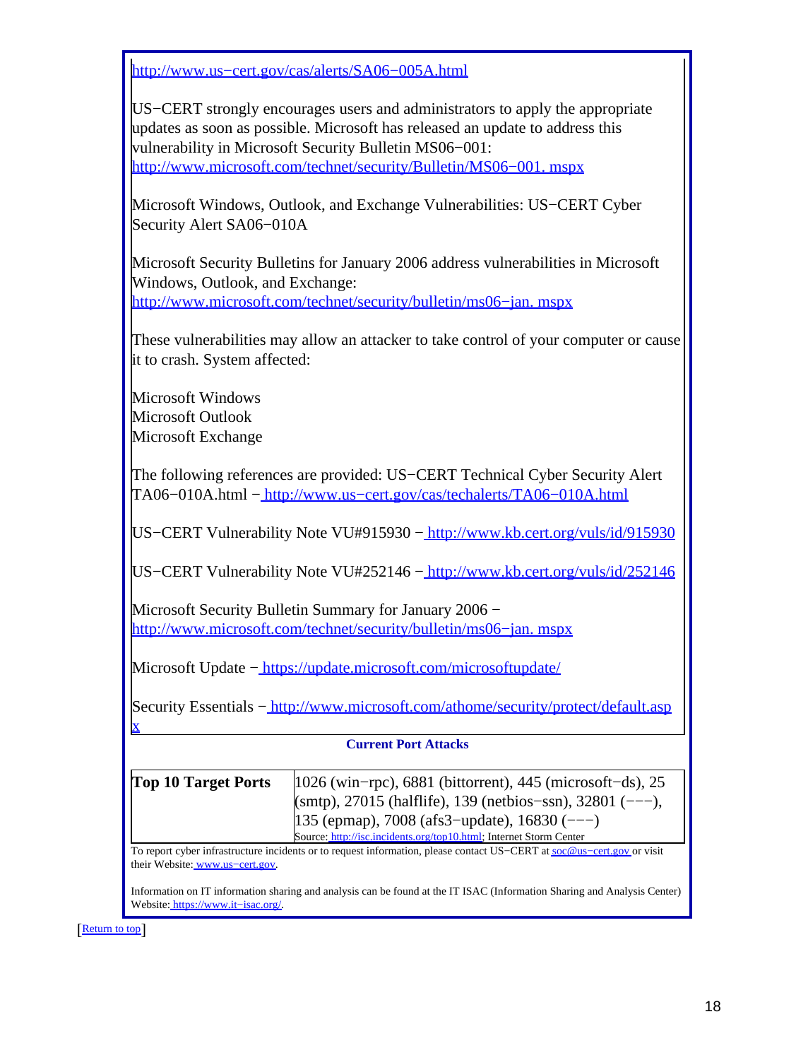http://www.us−cert.gov/cas/alerts/SA06−005A.html

US−CERT strongly encourages users and administrators to apply the appropriate updates as soon as possible. Microsoft has released an update to address this vulnerability in Microsoft Security Bulletin MS06−001: http://www.microsoft.com/technet/security/Bulletin/MS06−001.mspx

Microsoft Windows, Outlook, and Exchange Vulnerabilities: US−CERT Cyber Security Alert SA06−010A

Microsoft Security Bulletins for January 2006 address vulnerabilities in Microsoft Windows, Outlook, and Exchange: http://www.microsoft.com/technet/security/bulletin/ms06−jan.mspx

These vulnerabilities may allow an attacker to take control of your computer or cause it to crash. System affected:

Microsoft Windows
Microsoft Outlook
Microsoft Exchange

The following references are provided: US−CERT Technical Cyber Security Alert TA06−010A.html − http://www.us−cert.gov/cas/techalerts/TA06−010A.html

US−CERT Vulnerability Note VU#915930 − http://www.kb.cert.org/vuls/id/915930

US−CERT Vulnerability Note VU#252146 − http://www.kb.cert.org/vuls/id/252146

Microsoft Security Bulletin Summary for January 2006 − http://www.microsoft.com/technet/security/bulletin/ms06−jan.mspx

Microsoft Update − https://update.microsoft.com/microsoftupdate/

Security Essentials − http://www.microsoft.com/athome/security/protect/default.aspx

**Current Port Attacks**

| **Top 10 Target Ports** | 1026 (win−rpc), 6881 (bittorrent), 445 (microsoft−ds), 25 (smtp), 27015 (halflife), 139 (netbios−ssn), 32801 (−−−), 135 (epmap), 7008 (afs3−update), 16830 (−−−)<br>Source: http://isc.incidents.org/top10.html; Internet Storm Center |
|---|---|

To report cyber infrastructure incidents or to request information, please contact US−CERT at soc@us−cert.gov or visit their Website: www.us−cert.gov.

Information on IT information sharing and analysis can be found at the IT ISAC (Information Sharing and Analysis Center) Website: https://www.it−isac.org/.

[Return to top]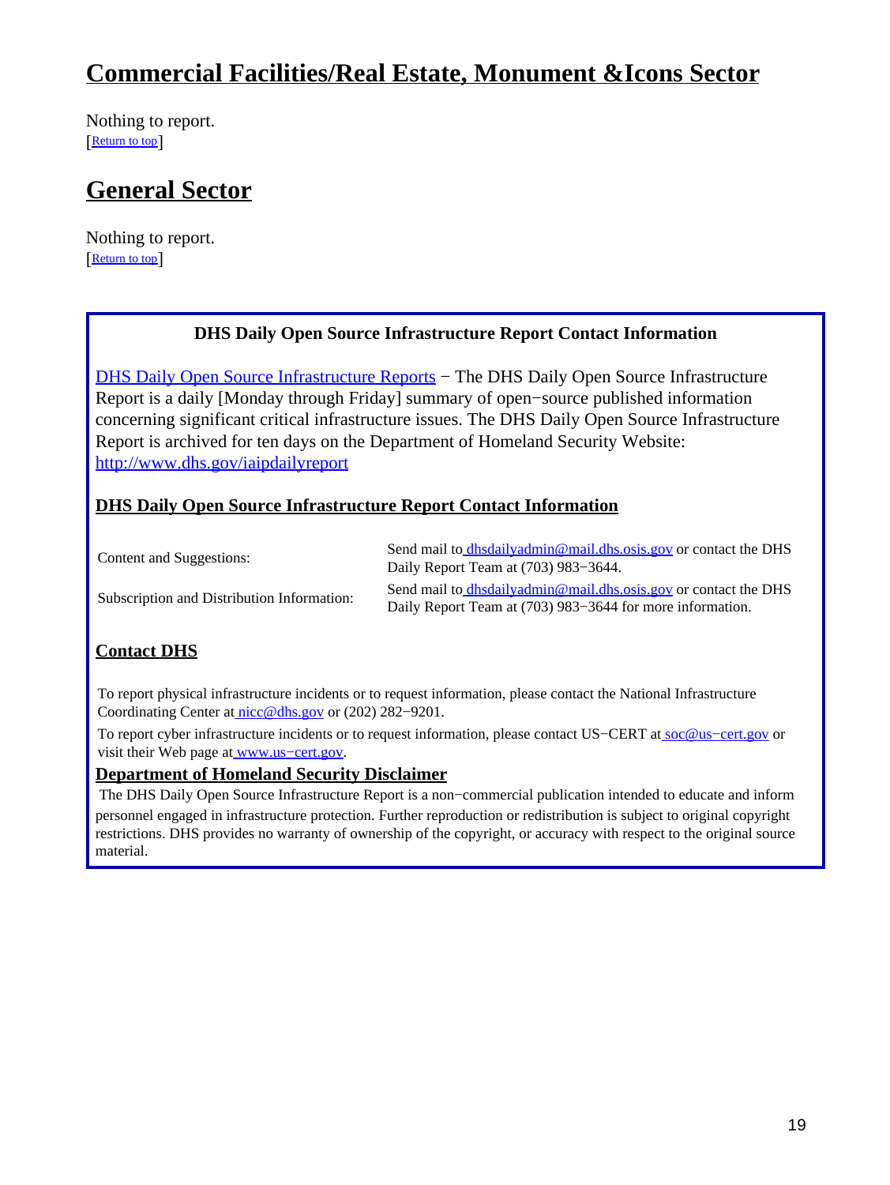# Commercial Facilities/Real Estate, Monument &Icons Sector

Nothing to report.

[Return to top]

# General Sector

Nothing to report.

[Return to top]

**DHS Daily Open Source Infrastructure Report Contact Information**

DHS Daily Open Source Infrastructure Reports − The DHS Daily Open Source Infrastructure Report is a daily [Monday through Friday] summary of open−source published information concerning significant critical infrastructure issues. The DHS Daily Open Source Infrastructure Report is archived for ten days on the Department of Homeland Security Website: http://www.dhs.gov/iaipdailyreport

## DHS Daily Open Source Infrastructure Report Contact Information

| | |
|---|---|
| Content and Suggestions: | Send mail to dhsdailyadmin@mail.dhs.osis.gov or contact the DHS Daily Report Team at (703) 983−3644. |
| Subscription and Distribution Information: | Send mail to dhsdailyadmin@mail.dhs.osis.gov or contact the DHS Daily Report Team at (703) 983−3644 for more information. |

## Contact DHS

To report physical infrastructure incidents or to request information, please contact the National Infrastructure Coordinating Center at nicc@dhs.gov or (202) 282−9201.

To report cyber infrastructure incidents or to request information, please contact US−CERT at soc@us−cert.gov or visit their Web page at www.us−cert.gov.

## Department of Homeland Security Disclaimer

The DHS Daily Open Source Infrastructure Report is a non−commercial publication intended to educate and inform personnel engaged in infrastructure protection. Further reproduction or redistribution is subject to original copyright restrictions. DHS provides no warranty of ownership of the copyright, or accuracy with respect to the original source material.